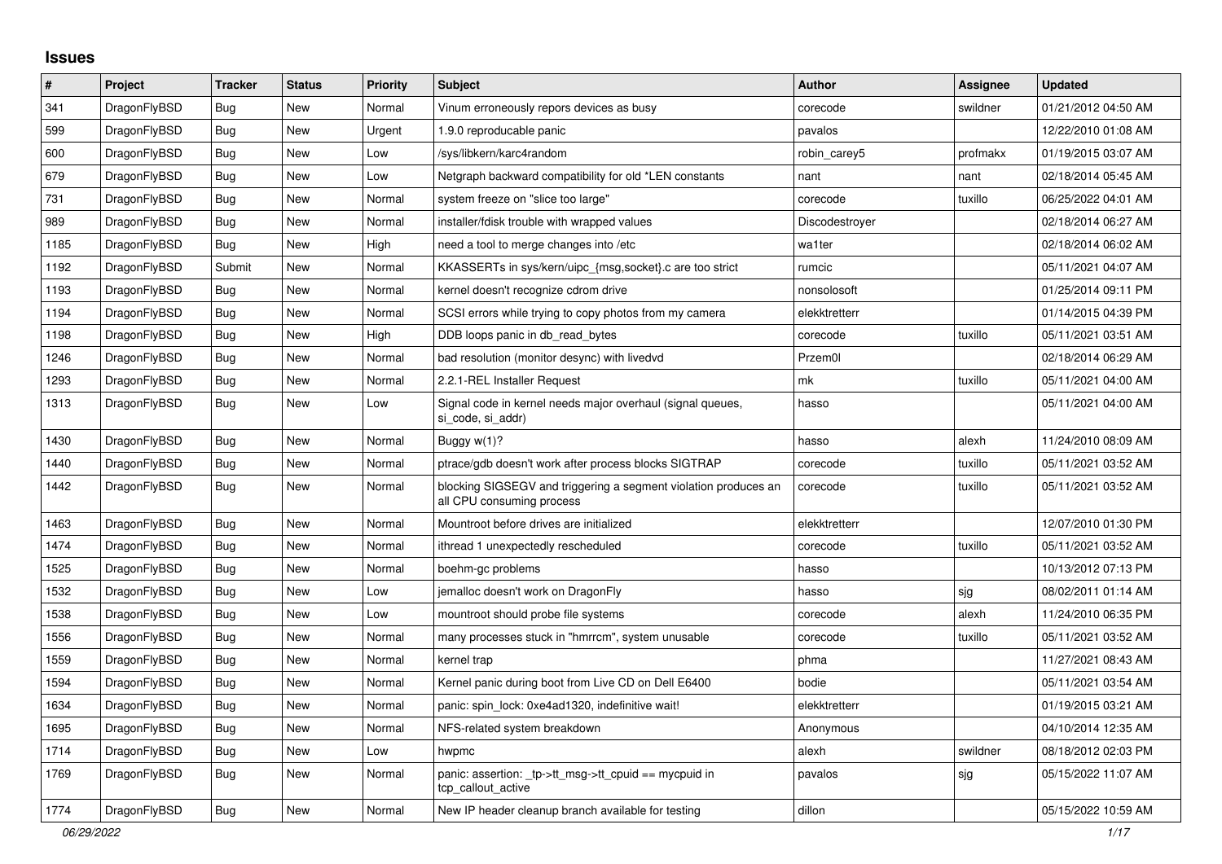# Issues

| # | Project | Tracker | Status | Priority | Subject | Author | Assignee | Updated |
|---|---|---|---|---|---|---|---|---|
| 341 | DragonFlyBSD | Bug | New | Normal | Vinum erroneously repors devices as busy | corecode | swildner | 01/21/2012 04:50 AM |
| 599 | DragonFlyBSD | Bug | New | Urgent | 1.9.0 reproducable panic | pavalos | | 12/22/2010 01:08 AM |
| 600 | DragonFlyBSD | Bug | New | Low | /sys/libkern/karc4random | robin_carey5 | profmakx | 01/19/2015 03:07 AM |
| 679 | DragonFlyBSD | Bug | New | Low | Netgraph backward compatibility for old *LEN constants | nant | nant | 02/18/2014 05:45 AM |
| 731 | DragonFlyBSD | Bug | New | Normal | system freeze on "slice too large" | corecode | tuxillo | 06/25/2022 04:01 AM |
| 989 | DragonFlyBSD | Bug | New | Normal | installer/fdisk trouble with wrapped values | Discodestroyer | | 02/18/2014 06:27 AM |
| 1185 | DragonFlyBSD | Bug | New | High | need a tool to merge changes into /etc | wa1ter | | 02/18/2014 06:02 AM |
| 1192 | DragonFlyBSD | Submit | New | Normal | KKASSERTs in sys/kern/uipc_{msg,socket}.c are too strict | rumcic | | 05/11/2021 04:07 AM |
| 1193 | DragonFlyBSD | Bug | New | Normal | kernel doesn't recognize cdrom drive | nonsolosoft | | 01/25/2014 09:11 PM |
| 1194 | DragonFlyBSD | Bug | New | Normal | SCSI errors while trying to copy photos from my camera | elekktretterr | | 01/14/2015 04:39 PM |
| 1198 | DragonFlyBSD | Bug | New | High | DDB loops panic in db_read_bytes | corecode | tuxillo | 05/11/2021 03:51 AM |
| 1246 | DragonFlyBSD | Bug | New | Normal | bad resolution (monitor desync) with livedvd | Przem0l | | 02/18/2014 06:29 AM |
| 1293 | DragonFlyBSD | Bug | New | Normal | 2.2.1-REL Installer Request | mk | tuxillo | 05/11/2021 04:00 AM |
| 1313 | DragonFlyBSD | Bug | New | Low | Signal code in kernel needs major overhaul (signal queues, si_code, si_addr) | hasso | | 05/11/2021 04:00 AM |
| 1430 | DragonFlyBSD | Bug | New | Normal | Buggy w(1)? | hasso | alexh | 11/24/2010 08:09 AM |
| 1440 | DragonFlyBSD | Bug | New | Normal | ptrace/gdb doesn't work after process blocks SIGTRAP | corecode | tuxillo | 05/11/2021 03:52 AM |
| 1442 | DragonFlyBSD | Bug | New | Normal | blocking SIGSEGV and triggering a segment violation produces an all CPU consuming process | corecode | tuxillo | 05/11/2021 03:52 AM |
| 1463 | DragonFlyBSD | Bug | New | Normal | Mountroot before drives are initialized | elekktretterr | | 12/07/2010 01:30 PM |
| 1474 | DragonFlyBSD | Bug | New | Normal | ithread 1 unexpectedly rescheduled | corecode | tuxillo | 05/11/2021 03:52 AM |
| 1525 | DragonFlyBSD | Bug | New | Normal | boehm-gc problems | hasso | | 10/13/2012 07:13 PM |
| 1532 | DragonFlyBSD | Bug | New | Low | jemalloc doesn't work on DragonFly | hasso | sjg | 08/02/2011 01:14 AM |
| 1538 | DragonFlyBSD | Bug | New | Low | mountroot should probe file systems | corecode | alexh | 11/24/2010 06:35 PM |
| 1556 | DragonFlyBSD | Bug | New | Normal | many processes stuck in "hmrrcm", system unusable | corecode | tuxillo | 05/11/2021 03:52 AM |
| 1559 | DragonFlyBSD | Bug | New | Normal | kernel trap | phma | | 11/27/2021 08:43 AM |
| 1594 | DragonFlyBSD | Bug | New | Normal | Kernel panic during boot from Live CD on Dell E6400 | bodie | | 05/11/2021 03:54 AM |
| 1634 | DragonFlyBSD | Bug | New | Normal | panic: spin_lock: 0xe4ad1320, indefinitive wait! | elekktretterr | | 01/19/2015 03:21 AM |
| 1695 | DragonFlyBSD | Bug | New | Normal | NFS-related system breakdown | Anonymous | | 04/10/2014 12:35 AM |
| 1714 | DragonFlyBSD | Bug | New | Low | hwpmc | alexh | swildner | 08/18/2012 02:03 PM |
| 1769 | DragonFlyBSD | Bug | New | Normal | panic: assertion: _tp->tt_msg->tt_cpuid == mycpuid in tcp_callout_active | pavalos | sjg | 05/15/2022 11:07 AM |
| 1774 | DragonFlyBSD | Bug | New | Normal | New IP header cleanup branch available for testing | dillon | | 05/15/2022 10:59 AM |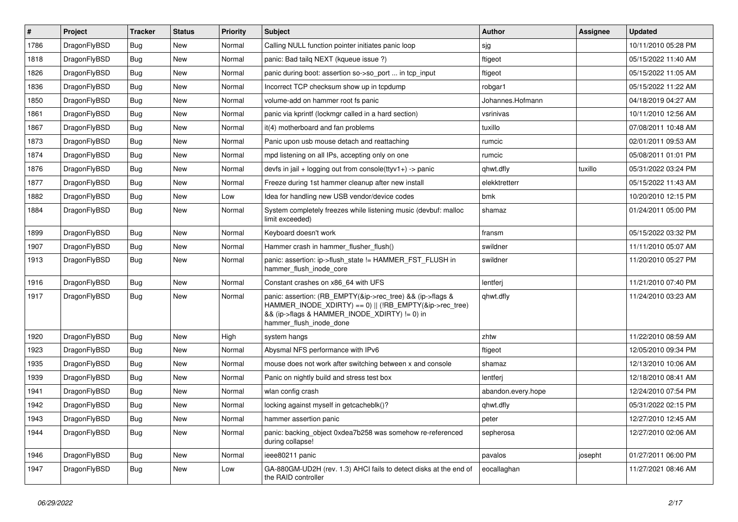| # | Project | Tracker | Status | Priority | Subject | Author | Assignee | Updated |
|---|---|---|---|---|---|---|---|---|
| 1786 | DragonFlyBSD | Bug | New | Normal | Calling NULL function pointer initiates panic loop | sjg | | 10/11/2010 05:28 PM |
| 1818 | DragonFlyBSD | Bug | New | Normal | panic: Bad tailq NEXT (kqueue issue ?) | ftigeot | | 05/15/2022 11:40 AM |
| 1826 | DragonFlyBSD | Bug | New | Normal | panic during boot: assertion so->so_port ... in tcp_input | ftigeot | | 05/15/2022 11:05 AM |
| 1836 | DragonFlyBSD | Bug | New | Normal | Incorrect TCP checksum show up in tcpdump | robgar1 | | 05/15/2022 11:22 AM |
| 1850 | DragonFlyBSD | Bug | New | Normal | volume-add on hammer root fs panic | Johannes.Hofmann | | 04/18/2019 04:27 AM |
| 1861 | DragonFlyBSD | Bug | New | Normal | panic via kprintf (lockmgr called in a hard section) | vsrinivas | | 10/11/2010 12:56 AM |
| 1867 | DragonFlyBSD | Bug | New | Normal | it(4) motherboard and fan problems | tuxillo | | 07/08/2011 10:48 AM |
| 1873 | DragonFlyBSD | Bug | New | Normal | Panic upon usb mouse detach and reattaching | rumcic | | 02/01/2011 09:53 AM |
| 1874 | DragonFlyBSD | Bug | New | Normal | mpd listening on all IPs, accepting only on one | rumcic | | 05/08/2011 01:01 PM |
| 1876 | DragonFlyBSD | Bug | New | Normal | devfs in jail + logging out from console(ttyv1+) -> panic | qhwt.dfly | tuxillo | 05/31/2022 03:24 PM |
| 1877 | DragonFlyBSD | Bug | New | Normal | Freeze during 1st hammer cleanup after new install | elekktretterr | | 05/15/2022 11:43 AM |
| 1882 | DragonFlyBSD | Bug | New | Low | Idea for handling new USB vendor/device codes | bmk | | 10/20/2010 12:15 PM |
| 1884 | DragonFlyBSD | Bug | New | Normal | System completely freezes while listening music (devbuf: malloc limit exceeded) | shamaz | | 01/24/2011 05:00 PM |
| 1899 | DragonFlyBSD | Bug | New | Normal | Keyboard doesn't work | fransm | | 05/15/2022 03:32 PM |
| 1907 | DragonFlyBSD | Bug | New | Normal | Hammer crash in hammer_flusher_flush() | swildner | | 11/11/2010 05:07 AM |
| 1913 | DragonFlyBSD | Bug | New | Normal | panic: assertion: ip->flush_state != HAMMER_FST_FLUSH in hammer_flush_inode_core | swildner | | 11/20/2010 05:27 PM |
| 1916 | DragonFlyBSD | Bug | New | Normal | Constant crashes on x86_64 with UFS | lentferj | | 11/21/2010 07:40 PM |
| 1917 | DragonFlyBSD | Bug | New | Normal | panic: assertion: (RB_EMPTY(&ip->rec_tree) && (ip->flags & HAMMER_INODE_XDIRTY) == 0) \|\| (!RB_EMPTY(&ip->rec_tree) && (ip->flags & HAMMER_INODE_XDIRTY) != 0) in hammer_flush_inode_done | qhwt.dfly | | 11/24/2010 03:23 AM |
| 1920 | DragonFlyBSD | Bug | New | High | system hangs | zhtw | | 11/22/2010 08:59 AM |
| 1923 | DragonFlyBSD | Bug | New | Normal | Abysmal NFS performance with IPv6 | ftigeot | | 12/05/2010 09:34 PM |
| 1935 | DragonFlyBSD | Bug | New | Normal | mouse does not work after switching between x and console | shamaz | | 12/13/2010 10:06 AM |
| 1939 | DragonFlyBSD | Bug | New | Normal | Panic on nightly build and stress test box | lentferj | | 12/18/2010 08:41 AM |
| 1941 | DragonFlyBSD | Bug | New | Normal | wlan config crash | abandon.every.hope | | 12/24/2010 07:54 PM |
| 1942 | DragonFlyBSD | Bug | New | Normal | locking against myself in getcacheblk()? | qhwt.dfly | | 05/31/2022 02:15 PM |
| 1943 | DragonFlyBSD | Bug | New | Normal | hammer assertion panic | peter | | 12/27/2010 12:45 AM |
| 1944 | DragonFlyBSD | Bug | New | Normal | panic: backing_object 0xdea7b258 was somehow re-referenced during collapse! | sepherosa | | 12/27/2010 02:06 AM |
| 1946 | DragonFlyBSD | Bug | New | Normal | ieee80211 panic | pavalos | josepht | 01/27/2011 06:00 PM |
| 1947 | DragonFlyBSD | Bug | New | Low | GA-880GM-UD2H (rev. 1.3) AHCI fails to detect disks at the end of the RAID controller | eocallaghan | | 11/27/2021 08:46 AM |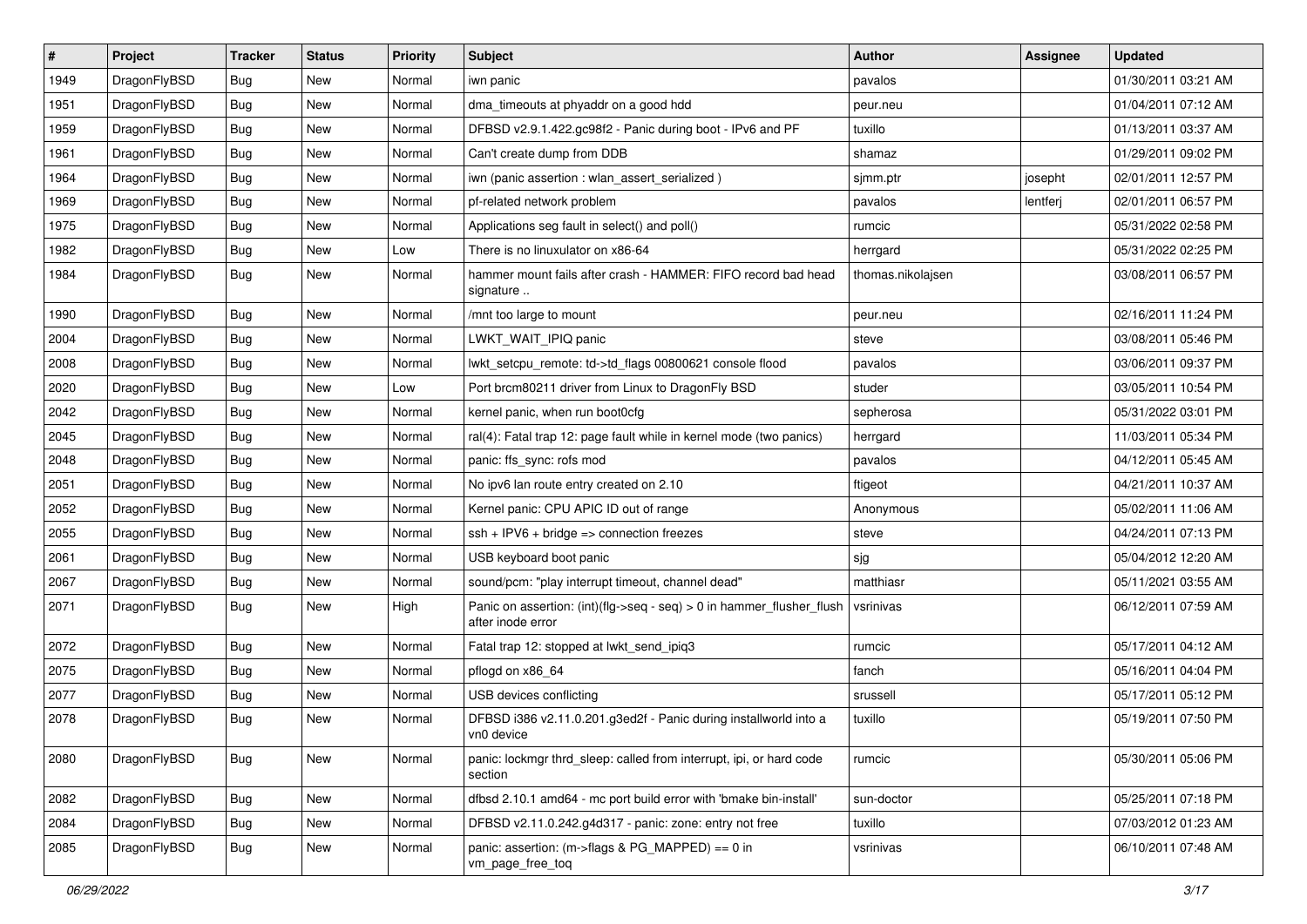| # | Project | Tracker | Status | Priority | Subject | Author | Assignee | Updated |
|---|---|---|---|---|---|---|---|---|
| 1949 | DragonFlyBSD | Bug | New | Normal | iwn panic | pavalos | | 01/30/2011 03:21 AM |
| 1951 | DragonFlyBSD | Bug | New | Normal | dma_timeouts at phyaddr on a good hdd | peur.neu | | 01/04/2011 07:12 AM |
| 1959 | DragonFlyBSD | Bug | New | Normal | DFBSD v2.9.1.422.gc98f2 - Panic during boot - IPv6 and PF | tuxillo | | 01/13/2011 03:37 AM |
| 1961 | DragonFlyBSD | Bug | New | Normal | Can't create dump from DDB | shamaz | | 01/29/2011 09:02 PM |
| 1964 | DragonFlyBSD | Bug | New | Normal | iwn (panic assertion : wlan_assert_serialized ) | sjmm.ptr | josepht | 02/01/2011 12:57 PM |
| 1969 | DragonFlyBSD | Bug | New | Normal | pf-related network problem | pavalos | lentferj | 02/01/2011 06:57 PM |
| 1975 | DragonFlyBSD | Bug | New | Normal | Applications seg fault in select() and poll() | rumcic | | 05/31/2022 02:58 PM |
| 1982 | DragonFlyBSD | Bug | New | Low | There is no linuxulator on x86-64 | herrgard | | 05/31/2022 02:25 PM |
| 1984 | DragonFlyBSD | Bug | New | Normal | hammer mount fails after crash - HAMMER: FIFO record bad head signature .. | thomas.nikolajsen | | 03/08/2011 06:57 PM |
| 1990 | DragonFlyBSD | Bug | New | Normal | /mnt too large to mount | peur.neu | | 02/16/2011 11:24 PM |
| 2004 | DragonFlyBSD | Bug | New | Normal | LWKT_WAIT_IPIQ panic | steve | | 03/08/2011 05:46 PM |
| 2008 | DragonFlyBSD | Bug | New | Normal | lwkt_setcpu_remote: td->td_flags 00800621 console flood | pavalos | | 03/06/2011 09:37 PM |
| 2020 | DragonFlyBSD | Bug | New | Low | Port brcm80211 driver from Linux to DragonFly BSD | studer | | 03/05/2011 10:54 PM |
| 2042 | DragonFlyBSD | Bug | New | Normal | kernel panic, when run boot0cfg | sepherosa | | 05/31/2022 03:01 PM |
| 2045 | DragonFlyBSD | Bug | New | Normal | ral(4): Fatal trap 12: page fault while in kernel mode (two panics) | herrgard | | 11/03/2011 05:34 PM |
| 2048 | DragonFlyBSD | Bug | New | Normal | panic: ffs_sync: rofs mod | pavalos | | 04/12/2011 05:45 AM |
| 2051 | DragonFlyBSD | Bug | New | Normal | No ipv6 lan route entry created on 2.10 | ftigeot | | 04/21/2011 10:37 AM |
| 2052 | DragonFlyBSD | Bug | New | Normal | Kernel panic: CPU APIC ID out of range | Anonymous | | 05/02/2011 11:06 AM |
| 2055 | DragonFlyBSD | Bug | New | Normal | ssh + IPV6 + bridge => connection freezes | steve | | 04/24/2011 07:13 PM |
| 2061 | DragonFlyBSD | Bug | New | Normal | USB keyboard boot panic | sjg | | 05/04/2012 12:20 AM |
| 2067 | DragonFlyBSD | Bug | New | Normal | sound/pcm: "play interrupt timeout, channel dead" | matthiasr | | 05/11/2021 03:55 AM |
| 2071 | DragonFlyBSD | Bug | New | High | Panic on assertion: (int)(flg->seq - seq) > 0 in hammer_flusher_flush after inode error | vsrinivas | | 06/12/2011 07:59 AM |
| 2072 | DragonFlyBSD | Bug | New | Normal | Fatal trap 12: stopped at lwkt_send_ipiq3 | rumcic | | 05/17/2011 04:12 AM |
| 2075 | DragonFlyBSD | Bug | New | Normal | pflogd on x86_64 | fanch | | 05/16/2011 04:04 PM |
| 2077 | DragonFlyBSD | Bug | New | Normal | USB devices conflicting | srussell | | 05/17/2011 05:12 PM |
| 2078 | DragonFlyBSD | Bug | New | Normal | DFBSD i386 v2.11.0.201.g3ed2f - Panic during installworld into a vn0 device | tuxillo | | 05/19/2011 07:50 PM |
| 2080 | DragonFlyBSD | Bug | New | Normal | panic: lockmgr thrd_sleep: called from interrupt, ipi, or hard code section | rumcic | | 05/30/2011 05:06 PM |
| 2082 | DragonFlyBSD | Bug | New | Normal | dfbsd 2.10.1 amd64 - mc port build error with 'bmake bin-install' | sun-doctor | | 05/25/2011 07:18 PM |
| 2084 | DragonFlyBSD | Bug | New | Normal | DFBSD v2.11.0.242.g4d317 - panic: zone: entry not free | tuxillo | | 07/03/2012 01:23 AM |
| 2085 | DragonFlyBSD | Bug | New | Normal | panic: assertion: (m->flags & PG_MAPPED) == 0 in vm_page_free_toq | vsrinivas | | 06/10/2011 07:48 AM |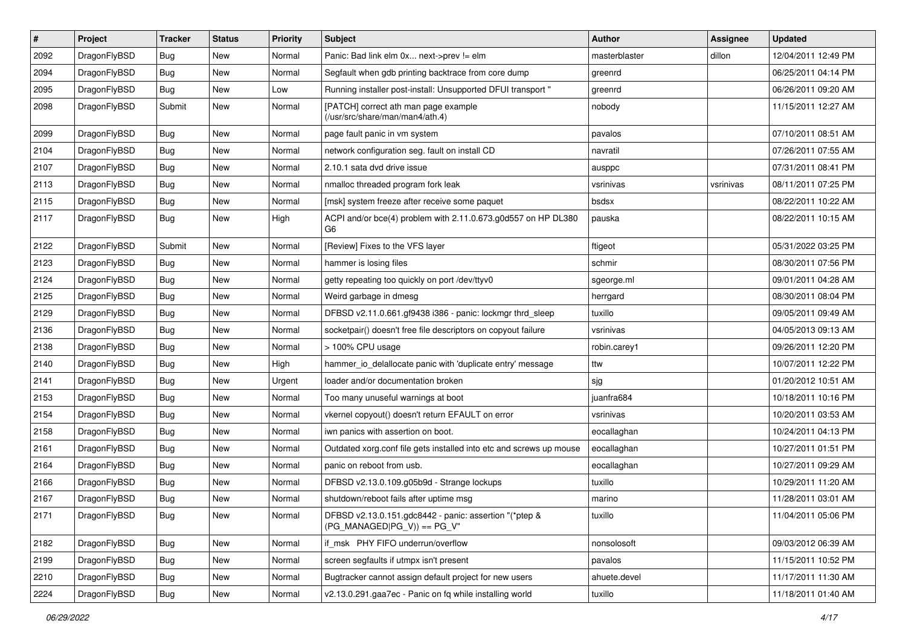| # | Project | Tracker | Status | Priority | Subject | Author | Assignee | Updated |
|---|---|---|---|---|---|---|---|---|
| 2092 | DragonFlyBSD | Bug | New | Normal | Panic: Bad link elm 0x... next->prev != elm | masterblaster | dillon | 12/04/2011 12:49 PM |
| 2094 | DragonFlyBSD | Bug | New | Normal | Segfault when gdb printing backtrace from core dump | greenrd | | 06/25/2011 04:14 PM |
| 2095 | DragonFlyBSD | Bug | New | Low | Running installer post-install: Unsupported DFUI transport " | greenrd | | 06/26/2011 09:20 AM |
| 2098 | DragonFlyBSD | Submit | New | Normal | [PATCH] correct ath man page example (/usr/src/share/man/man4/ath.4) | nobody | | 11/15/2011 12:27 AM |
| 2099 | DragonFlyBSD | Bug | New | Normal | page fault panic in vm system | pavalos | | 07/10/2011 08:51 AM |
| 2104 | DragonFlyBSD | Bug | New | Normal | network configuration seg. fault on install CD | navratil | | 07/26/2011 07:55 AM |
| 2107 | DragonFlyBSD | Bug | New | Normal | 2.10.1 sata dvd drive issue | ausppc | | 07/31/2011 08:41 PM |
| 2113 | DragonFlyBSD | Bug | New | Normal | nmalloc threaded program fork leak | vsrinivas | vsrinivas | 08/11/2011 07:25 PM |
| 2115 | DragonFlyBSD | Bug | New | Normal | [msk] system freeze after receive some paquet | bsdsx | | 08/22/2011 10:22 AM |
| 2117 | DragonFlyBSD | Bug | New | High | ACPI and/or bce(4) problem with 2.11.0.673.g0d557 on HP DL380 G6 | pauska | | 08/22/2011 10:15 AM |
| 2122 | DragonFlyBSD | Submit | New | Normal | [Review] Fixes to the VFS layer | ftigeot | | 05/31/2022 03:25 PM |
| 2123 | DragonFlyBSD | Bug | New | Normal | hammer is losing files | schmir | | 08/30/2011 07:56 PM |
| 2124 | DragonFlyBSD | Bug | New | Normal | getty repeating too quickly on port /dev/ttyv0 | sgeorge.ml | | 09/01/2011 04:28 AM |
| 2125 | DragonFlyBSD | Bug | New | Normal | Weird garbage in dmesg | herrgard | | 08/30/2011 08:04 PM |
| 2129 | DragonFlyBSD | Bug | New | Normal | DFBSD v2.11.0.661.gf9438 i386 - panic: lockmgr thrd_sleep | tuxillo | | 09/05/2011 09:49 AM |
| 2136 | DragonFlyBSD | Bug | New | Normal | socketpair() doesn't free file descriptors on copyout failure | vsrinivas | | 04/05/2013 09:13 AM |
| 2138 | DragonFlyBSD | Bug | New | Normal | > 100% CPU usage | robin.carey1 | | 09/26/2011 12:20 PM |
| 2140 | DragonFlyBSD | Bug | New | High | hammer_io_delallocate panic with 'duplicate entry' message | ttw | | 10/07/2011 12:22 PM |
| 2141 | DragonFlyBSD | Bug | New | Urgent | loader and/or documentation broken | sjg | | 01/20/2012 10:51 AM |
| 2153 | DragonFlyBSD | Bug | New | Normal | Too many unuseful warnings at boot | juanfra684 | | 10/18/2011 10:16 PM |
| 2154 | DragonFlyBSD | Bug | New | Normal | vkernel copyout() doesn't return EFAULT on error | vsrinivas | | 10/20/2011 03:53 AM |
| 2158 | DragonFlyBSD | Bug | New | Normal | iwn panics with assertion on boot. | eocallaghan | | 10/24/2011 04:13 PM |
| 2161 | DragonFlyBSD | Bug | New | Normal | Outdated xorg.conf file gets installed into etc and screws up mouse | eocallaghan | | 10/27/2011 01:51 PM |
| 2164 | DragonFlyBSD | Bug | New | Normal | panic on reboot from usb. | eocallaghan | | 10/27/2011 09:29 AM |
| 2166 | DragonFlyBSD | Bug | New | Normal | DFBSD v2.13.0.109.g05b9d - Strange lockups | tuxillo | | 10/29/2011 11:20 AM |
| 2167 | DragonFlyBSD | Bug | New | Normal | shutdown/reboot fails after uptime msg | marino | | 11/28/2011 03:01 AM |
| 2171 | DragonFlyBSD | Bug | New | Normal | DFBSD v2.13.0.151.gdc8442 - panic: assertion "(*ptep & (PG_MANAGED\|PG_V)) == PG_V" | tuxillo | | 11/04/2011 05:06 PM |
| 2182 | DragonFlyBSD | Bug | New | Normal | if_msk PHY FIFO underrun/overflow | nonsolosoft | | 09/03/2012 06:39 AM |
| 2199 | DragonFlyBSD | Bug | New | Normal | screen segfaults if utmpx isn't present | pavalos | | 11/15/2011 10:52 PM |
| 2210 | DragonFlyBSD | Bug | New | Normal | Bugtracker cannot assign default project for new users | ahuete.devel | | 11/17/2011 11:30 AM |
| 2224 | DragonFlyBSD | Bug | New | Normal | v2.13.0.291.gaa7ec - Panic on fq while installing world | tuxillo | | 11/18/2011 01:40 AM |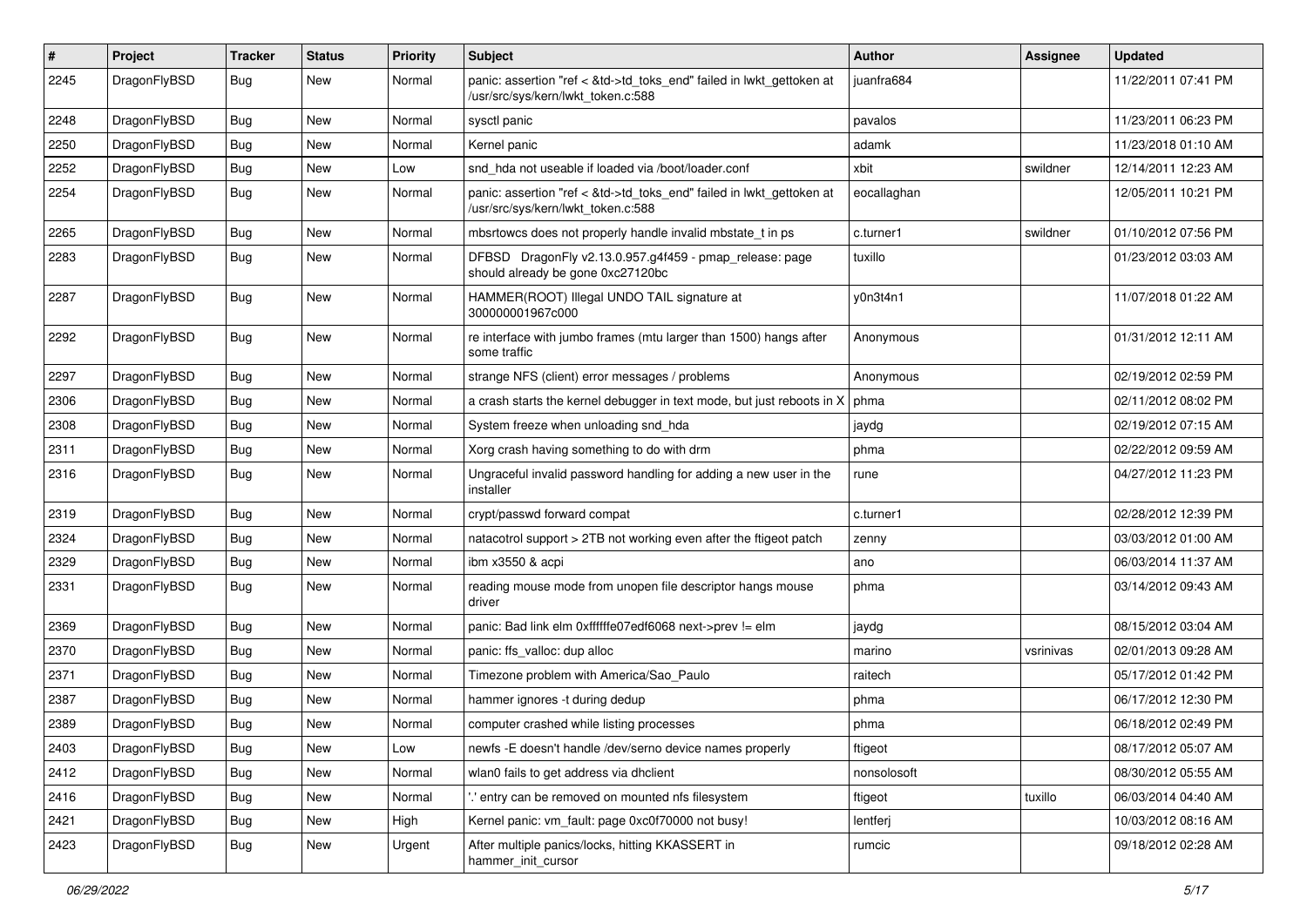| # | Project | Tracker | Status | Priority | Subject | Author | Assignee | Updated |
|---|---|---|---|---|---|---|---|---|
| 2245 | DragonFlyBSD | Bug | New | Normal | panic: assertion "ref < &td->td_toks_end" failed in lwkt_gettoken at /usr/src/sys/kern/lwkt_token.c:588 | juanfra684 | | 11/22/2011 07:41 PM |
| 2248 | DragonFlyBSD | Bug | New | Normal | sysctl panic | pavalos | | 11/23/2011 06:23 PM |
| 2250 | DragonFlyBSD | Bug | New | Normal | Kernel panic | adamk | | 11/23/2018 01:10 AM |
| 2252 | DragonFlyBSD | Bug | New | Low | snd_hda not useable if loaded via /boot/loader.conf | xbit | swildner | 12/14/2011 12:23 AM |
| 2254 | DragonFlyBSD | Bug | New | Normal | panic: assertion "ref < &td->td_toks_end" failed in lwkt_gettoken at /usr/src/sys/kern/lwkt_token.c:588 | eocallaghan | | 12/05/2011 10:21 PM |
| 2265 | DragonFlyBSD | Bug | New | Normal | mbsrtowcs does not properly handle invalid mbstate_t in ps | c.turner1 | swildner | 01/10/2012 07:56 PM |
| 2283 | DragonFlyBSD | Bug | New | Normal | DFBSD DragonFly v2.13.0.957.g4f459 - pmap_release: page should already be gone 0xc27120bc | tuxillo | | 01/23/2012 03:03 AM |
| 2287 | DragonFlyBSD | Bug | New | Normal | HAMMER(ROOT) Illegal UNDO TAIL signature at 300000001967c000 | y0n3t4n1 | | 11/07/2018 01:22 AM |
| 2292 | DragonFlyBSD | Bug | New | Normal | re interface with jumbo frames (mtu larger than 1500) hangs after some traffic | Anonymous | | 01/31/2012 12:11 AM |
| 2297 | DragonFlyBSD | Bug | New | Normal | strange NFS (client) error messages / problems | Anonymous | | 02/19/2012 02:59 PM |
| 2306 | DragonFlyBSD | Bug | New | Normal | a crash starts the kernel debugger in text mode, but just reboots in X | phma | | 02/11/2012 08:02 PM |
| 2308 | DragonFlyBSD | Bug | New | Normal | System freeze when unloading snd_hda | jaydg | | 02/19/2012 07:15 AM |
| 2311 | DragonFlyBSD | Bug | New | Normal | Xorg crash having something to do with drm | phma | | 02/22/2012 09:59 AM |
| 2316 | DragonFlyBSD | Bug | New | Normal | Ungraceful invalid password handling for adding a new user in the installer | rune | | 04/27/2012 11:23 PM |
| 2319 | DragonFlyBSD | Bug | New | Normal | crypt/passwd forward compat | c.turner1 | | 02/28/2012 12:39 PM |
| 2324 | DragonFlyBSD | Bug | New | Normal | natacotrol support > 2TB not working even after the ftigeot patch | zenny | | 03/03/2012 01:00 AM |
| 2329 | DragonFlyBSD | Bug | New | Normal | ibm x3550 & acpi | ano | | 06/03/2014 11:37 AM |
| 2331 | DragonFlyBSD | Bug | New | Normal | reading mouse mode from unopen file descriptor hangs mouse driver | phma | | 03/14/2012 09:43 AM |
| 2369 | DragonFlyBSD | Bug | New | Normal | panic: Bad link elm 0xffffffe07edf6068 next->prev != elm | jaydg | | 08/15/2012 03:04 AM |
| 2370 | DragonFlyBSD | Bug | New | Normal | panic: ffs_valloc: dup alloc | marino | vsrinivas | 02/01/2013 09:28 AM |
| 2371 | DragonFlyBSD | Bug | New | Normal | Timezone problem with America/Sao_Paulo | raitech | | 05/17/2012 01:42 PM |
| 2387 | DragonFlyBSD | Bug | New | Normal | hammer ignores -t during dedup | phma | | 06/17/2012 12:30 PM |
| 2389 | DragonFlyBSD | Bug | New | Normal | computer crashed while listing processes | phma | | 06/18/2012 02:49 PM |
| 2403 | DragonFlyBSD | Bug | New | Low | newfs -E doesn't handle /dev/serno device names properly | ftigeot | | 08/17/2012 05:07 AM |
| 2412 | DragonFlyBSD | Bug | New | Normal | wlan0 fails to get address via dhclient | nonsolosoft | | 08/30/2012 05:55 AM |
| 2416 | DragonFlyBSD | Bug | New | Normal | '.' entry can be removed on mounted nfs filesystem | ftigeot | tuxillo | 06/03/2014 04:40 AM |
| 2421 | DragonFlyBSD | Bug | New | High | Kernel panic: vm_fault: page 0xc0f70000 not busy! | lentferj | | 10/03/2012 08:16 AM |
| 2423 | DragonFlyBSD | Bug | New | Urgent | After multiple panics/locks, hitting KKASSERT in hammer_init_cursor | rumcic | | 09/18/2012 02:28 AM |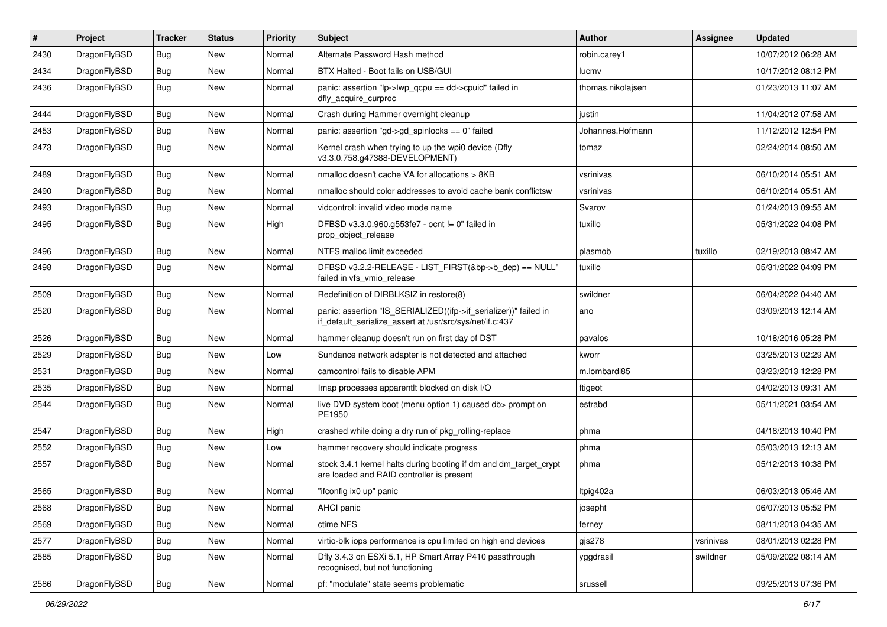| # | Project | Tracker | Status | Priority | Subject | Author | Assignee | Updated |
|---|---|---|---|---|---|---|---|---|
| 2430 | DragonFlyBSD | Bug | New | Normal | Alternate Password Hash method | robin.carey1 | | 10/07/2012 06:28 AM |
| 2434 | DragonFlyBSD | Bug | New | Normal | BTX Halted - Boot fails on USB/GUI | lucmv | | 10/17/2012 08:12 PM |
| 2436 | DragonFlyBSD | Bug | New | Normal | panic: assertion "lp->lwp_qcpu == dd->cpuid" failed in dfly_acquire_curproc | thomas.nikolajsen | | 01/23/2013 11:07 AM |
| 2444 | DragonFlyBSD | Bug | New | Normal | Crash during Hammer overnight cleanup | justin | | 11/04/2012 07:58 AM |
| 2453 | DragonFlyBSD | Bug | New | Normal | panic: assertion "gd->gd_spinlocks == 0" failed | Johannes.Hofmann | | 11/12/2012 12:54 PM |
| 2473 | DragonFlyBSD | Bug | New | Normal | Kernel crash when trying to up the wpi0 device (Dfly v3.3.0.758.g47388-DEVELOPMENT) | tomaz | | 02/24/2014 08:50 AM |
| 2489 | DragonFlyBSD | Bug | New | Normal | nmalloc doesn't cache VA for allocations > 8KB | vsrinivas | | 06/10/2014 05:51 AM |
| 2490 | DragonFlyBSD | Bug | New | Normal | nmalloc should color addresses to avoid cache bank conflictsw | vsrinivas | | 06/10/2014 05:51 AM |
| 2493 | DragonFlyBSD | Bug | New | Normal | vidcontrol: invalid video mode name | Svarov | | 01/24/2013 09:55 AM |
| 2495 | DragonFlyBSD | Bug | New | High | DFBSD v3.3.0.960.g553fe7 - ocnt != 0" failed in prop_object_release | tuxillo | | 05/31/2022 04:08 PM |
| 2496 | DragonFlyBSD | Bug | New | Normal | NTFS malloc limit exceeded | plasmob | tuxillo | 02/19/2013 08:47 AM |
| 2498 | DragonFlyBSD | Bug | New | Normal | DFBSD v3.2.2-RELEASE - LIST_FIRST(&bp->b_dep) == NULL" failed in vfs_vmio_release | tuxillo | | 05/31/2022 04:09 PM |
| 2509 | DragonFlyBSD | Bug | New | Normal | Redefinition of DIRBLKSIZ in restore(8) | swildner | | 06/04/2022 04:40 AM |
| 2520 | DragonFlyBSD | Bug | New | Normal | panic: assertion "IS_SERIALIZED((ifp->if_serializer))" failed in if_default_serialize_assert at /usr/src/sys/net/if.c:437 | ano | | 03/09/2013 12:14 AM |
| 2526 | DragonFlyBSD | Bug | New | Normal | hammer cleanup doesn't run on first day of DST | pavalos | | 10/18/2016 05:28 PM |
| 2529 | DragonFlyBSD | Bug | New | Low | Sundance network adapter is not detected and attached | kworr | | 03/25/2013 02:29 AM |
| 2531 | DragonFlyBSD | Bug | New | Normal | camcontrol fails to disable APM | m.lombardi85 | | 03/23/2013 12:28 PM |
| 2535 | DragonFlyBSD | Bug | New | Normal | Imap processes apparentlt blocked on disk I/O | ftigeot | | 04/02/2013 09:31 AM |
| 2544 | DragonFlyBSD | Bug | New | Normal | live DVD system boot (menu option 1) caused db> prompt on PE1950 | estrabd | | 05/11/2021 03:54 AM |
| 2547 | DragonFlyBSD | Bug | New | High | crashed while doing a dry run of pkg_rolling-replace | phma | | 04/18/2013 10:40 PM |
| 2552 | DragonFlyBSD | Bug | New | Low | hammer recovery should indicate progress | phma | | 05/03/2013 12:13 AM |
| 2557 | DragonFlyBSD | Bug | New | Normal | stock 3.4.1 kernel halts during booting if dm and dm_target_crypt are loaded and RAID controller is present | phma | | 05/12/2013 10:38 PM |
| 2565 | DragonFlyBSD | Bug | New | Normal | "ifconfig ix0 up" panic | ltpig402a | | 06/03/2013 05:46 AM |
| 2568 | DragonFlyBSD | Bug | New | Normal | AHCI panic | josepht | | 06/07/2013 05:52 PM |
| 2569 | DragonFlyBSD | Bug | New | Normal | ctime NFS | ferney | | 08/11/2013 04:35 AM |
| 2577 | DragonFlyBSD | Bug | New | Normal | virtio-blk iops performance is cpu limited on high end devices | gjs278 | vsrinivas | 08/01/2013 02:28 PM |
| 2585 | DragonFlyBSD | Bug | New | Normal | Dfly 3.4.3 on ESXi 5.1, HP Smart Array P410 passthrough recognised, but not functioning | yggdrasil | swildner | 05/09/2022 08:14 AM |
| 2586 | DragonFlyBSD | Bug | New | Normal | pf: "modulate" state seems problematic | srussell | | 09/25/2013 07:36 PM |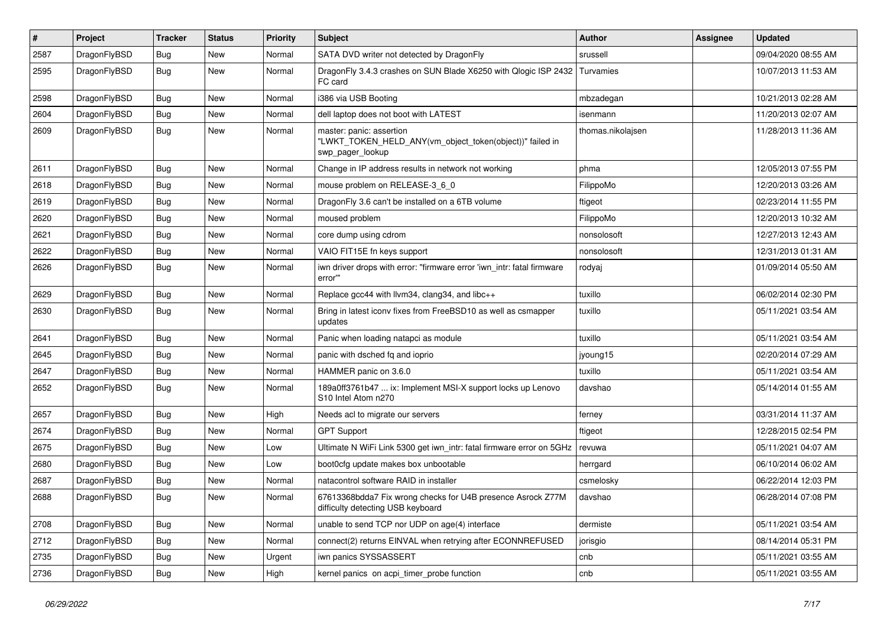| # | Project | Tracker | Status | Priority | Subject | Author | Assignee | Updated |
|---|---|---|---|---|---|---|---|---|
| 2587 | DragonFlyBSD | Bug | New | Normal | SATA DVD writer not detected by DragonFly | srussell | | 09/04/2020 08:55 AM |
| 2595 | DragonFlyBSD | Bug | New | Normal | DragonFly 3.4.3 crashes on SUN Blade X6250 with Qlogic ISP 2432 FC card | Turvamies | | 10/07/2013 11:53 AM |
| 2598 | DragonFlyBSD | Bug | New | Normal | i386 via USB Booting | mbzadegan | | 10/21/2013 02:28 AM |
| 2604 | DragonFlyBSD | Bug | New | Normal | dell laptop does not boot with LATEST | isenmann | | 11/20/2013 02:07 AM |
| 2609 | DragonFlyBSD | Bug | New | Normal | master: panic: assertion "LWKT_TOKEN_HELD_ANY(vm_object_token(object))" failed in swp_pager_lookup | thomas.nikolajsen | | 11/28/2013 11:36 AM |
| 2611 | DragonFlyBSD | Bug | New | Normal | Change in IP address results in network not working | phma | | 12/05/2013 07:55 PM |
| 2618 | DragonFlyBSD | Bug | New | Normal | mouse problem on RELEASE-3_6_0 | FilippoMo | | 12/20/2013 03:26 AM |
| 2619 | DragonFlyBSD | Bug | New | Normal | DragonFly 3.6 can't be installed on a 6TB volume | ftigeot | | 02/23/2014 11:55 PM |
| 2620 | DragonFlyBSD | Bug | New | Normal | moused problem | FilippoMo | | 12/20/2013 10:32 AM |
| 2621 | DragonFlyBSD | Bug | New | Normal | core dump using cdrom | nonsolosoft | | 12/27/2013 12:43 AM |
| 2622 | DragonFlyBSD | Bug | New | Normal | VAIO FIT15E fn keys support | nonsolosoft | | 12/31/2013 01:31 AM |
| 2626 | DragonFlyBSD | Bug | New | Normal | iwn driver drops with error: "firmware error 'iwn_intr: fatal firmware error'" | rodyaj | | 01/09/2014 05:50 AM |
| 2629 | DragonFlyBSD | Bug | New | Normal | Replace gcc44 with llvm34, clang34, and libc++ | tuxillo | | 06/02/2014 02:30 PM |
| 2630 | DragonFlyBSD | Bug | New | Normal | Bring in latest iconv fixes from FreeBSD10 as well as csmapper updates | tuxillo | | 05/11/2021 03:54 AM |
| 2641 | DragonFlyBSD | Bug | New | Normal | Panic when loading natapci as module | tuxillo | | 05/11/2021 03:54 AM |
| 2645 | DragonFlyBSD | Bug | New | Normal | panic with dsched fq and ioprio | jyoung15 | | 02/20/2014 07:29 AM |
| 2647 | DragonFlyBSD | Bug | New | Normal | HAMMER panic on 3.6.0 | tuxillo | | 05/11/2021 03:54 AM |
| 2652 | DragonFlyBSD | Bug | New | Normal | 189a0ff3761b47 ... ix: Implement MSI-X support locks up Lenovo S10 Intel Atom n270 | davshao | | 05/14/2014 01:55 AM |
| 2657 | DragonFlyBSD | Bug | New | High | Needs acl to migrate our servers | ferney | | 03/31/2014 11:37 AM |
| 2674 | DragonFlyBSD | Bug | New | Normal | GPT Support | ftigeot | | 12/28/2015 02:54 PM |
| 2675 | DragonFlyBSD | Bug | New | Low | Ultimate N WiFi Link 5300 get iwn_intr: fatal firmware error on 5GHz | revuwa | | 05/11/2021 04:07 AM |
| 2680 | DragonFlyBSD | Bug | New | Low | boot0cfg update makes box unbootable | herrgard | | 06/10/2014 06:02 AM |
| 2687 | DragonFlyBSD | Bug | New | Normal | natacontrol software RAID in installer | csmelosky | | 06/22/2014 12:03 PM |
| 2688 | DragonFlyBSD | Bug | New | Normal | 67613368bdda7 Fix wrong checks for U4B presence Asrock Z77M difficulty detecting USB keyboard | davshao | | 06/28/2014 07:08 PM |
| 2708 | DragonFlyBSD | Bug | New | Normal | unable to send TCP nor UDP on age(4) interface | dermiste | | 05/11/2021 03:54 AM |
| 2712 | DragonFlyBSD | Bug | New | Normal | connect(2) returns EINVAL when retrying after ECONNREFUSED | jorisgio | | 08/14/2014 05:31 PM |
| 2735 | DragonFlyBSD | Bug | New | Urgent | iwn panics SYSSASSERT | cnb | | 05/11/2021 03:55 AM |
| 2736 | DragonFlyBSD | Bug | New | High | kernel panics on acpi_timer_probe function | cnb | | 05/11/2021 03:55 AM |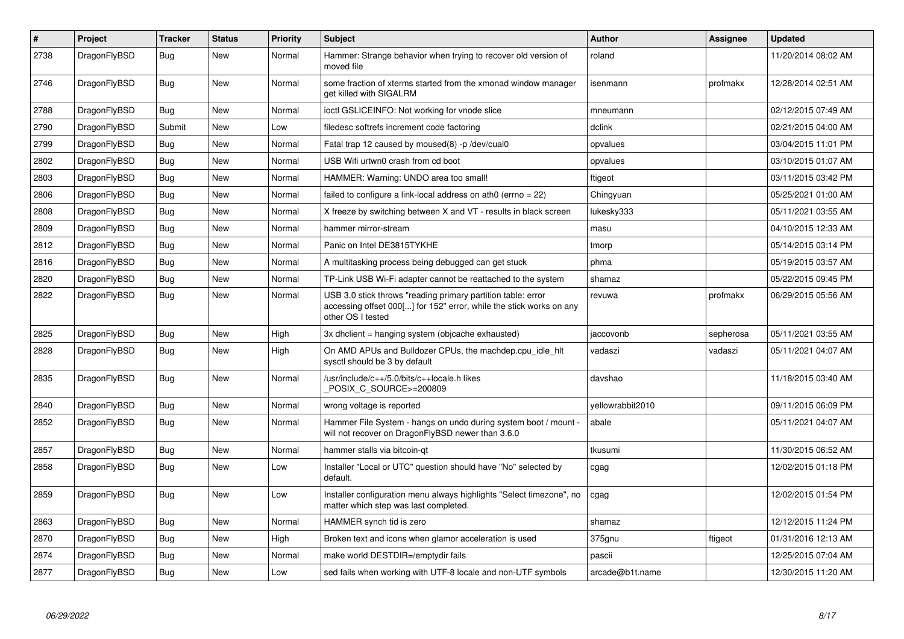| # | Project | Tracker | Status | Priority | Subject | Author | Assignee | Updated |
|---|---|---|---|---|---|---|---|---|
| 2738 | DragonFlyBSD | Bug | New | Normal | Hammer: Strange behavior when trying to recover old version of moved file | roland | | 11/20/2014 08:02 AM |
| 2746 | DragonFlyBSD | Bug | New | Normal | some fraction of xterms started from the xmonad window manager get killed with SIGALRM | isenmann | profmakx | 12/28/2014 02:51 AM |
| 2788 | DragonFlyBSD | Bug | New | Normal | ioctl GSLICEINFO: Not working for vnode slice | mneumann | | 02/12/2015 07:49 AM |
| 2790 | DragonFlyBSD | Submit | New | Low | filedesc softrefs increment code factoring | dclink | | 02/21/2015 04:00 AM |
| 2799 | DragonFlyBSD | Bug | New | Normal | Fatal trap 12 caused by moused(8) -p /dev/cual0 | opvalues | | 03/04/2015 11:01 PM |
| 2802 | DragonFlyBSD | Bug | New | Normal | USB Wifi urtwn0 crash from cd boot | opvalues | | 03/10/2015 01:07 AM |
| 2803 | DragonFlyBSD | Bug | New | Normal | HAMMER: Warning: UNDO area too small! | ftigeot | | 03/11/2015 03:42 PM |
| 2806 | DragonFlyBSD | Bug | New | Normal | failed to configure a link-local address on ath0 (errno = 22) | Chingyuan | | 05/25/2021 01:00 AM |
| 2808 | DragonFlyBSD | Bug | New | Normal | X freeze by switching between X and VT - results in black screen | lukesky333 | | 05/11/2021 03:55 AM |
| 2809 | DragonFlyBSD | Bug | New | Normal | hammer mirror-stream | masu | | 04/10/2015 12:33 AM |
| 2812 | DragonFlyBSD | Bug | New | Normal | Panic on Intel DE3815TYKHE | tmorp | | 05/14/2015 03:14 PM |
| 2816 | DragonFlyBSD | Bug | New | Normal | A multitasking process being debugged can get stuck | phma | | 05/19/2015 03:57 AM |
| 2820 | DragonFlyBSD | Bug | New | Normal | TP-Link USB Wi-Fi adapter cannot be reattached to the system | shamaz | | 05/22/2015 09:45 PM |
| 2822 | DragonFlyBSD | Bug | New | Normal | USB 3.0 stick throws "reading primary partition table: error accessing offset 000[...] for 152" error, while the stick works on any other OS I tested | revuwa | profmakx | 06/29/2015 05:56 AM |
| 2825 | DragonFlyBSD | Bug | New | High | 3x dhclient = hanging system (objcache exhausted) | jaccovonb | sepherosa | 05/11/2021 03:55 AM |
| 2828 | DragonFlyBSD | Bug | New | High | On AMD APUs and Bulldozer CPUs, the machdep.cpu_idle_hlt sysctl should be 3 by default | vadaszi | vadaszi | 05/11/2021 04:07 AM |
| 2835 | DragonFlyBSD | Bug | New | Normal | /usr/include/c++/5.0/bits/c++locale.h likes _POSIX_C_SOURCE>=200809 | davshao | | 11/18/2015 03:40 AM |
| 2840 | DragonFlyBSD | Bug | New | Normal | wrong voltage is reported | yellowrabbit2010 | | 09/11/2015 06:09 PM |
| 2852 | DragonFlyBSD | Bug | New | Normal | Hammer File System - hangs on undo during system boot / mount - will not recover on DragonFlyBSD newer than 3.6.0 | abale | | 05/11/2021 04:07 AM |
| 2857 | DragonFlyBSD | Bug | New | Normal | hammer stalls via bitcoin-qt | tkusumi | | 11/30/2015 06:52 AM |
| 2858 | DragonFlyBSD | Bug | New | Low | Installer "Local or UTC" question should have "No" selected by default. | cgag | | 12/02/2015 01:18 PM |
| 2859 | DragonFlyBSD | Bug | New | Low | Installer configuration menu always highlights "Select timezone", no matter which step was last completed. | cgag | | 12/02/2015 01:54 PM |
| 2863 | DragonFlyBSD | Bug | New | Normal | HAMMER synch tid is zero | shamaz | | 12/12/2015 11:24 PM |
| 2870 | DragonFlyBSD | Bug | New | High | Broken text and icons when glamor acceleration is used | 375gnu | ftigeot | 01/31/2016 12:13 AM |
| 2874 | DragonFlyBSD | Bug | New | Normal | make world DESTDIR=/emptydir fails | pascii | | 12/25/2015 07:04 AM |
| 2877 | DragonFlyBSD | Bug | New | Low | sed fails when working with UTF-8 locale and non-UTF symbols | arcade@b1t.name | | 12/30/2015 11:20 AM |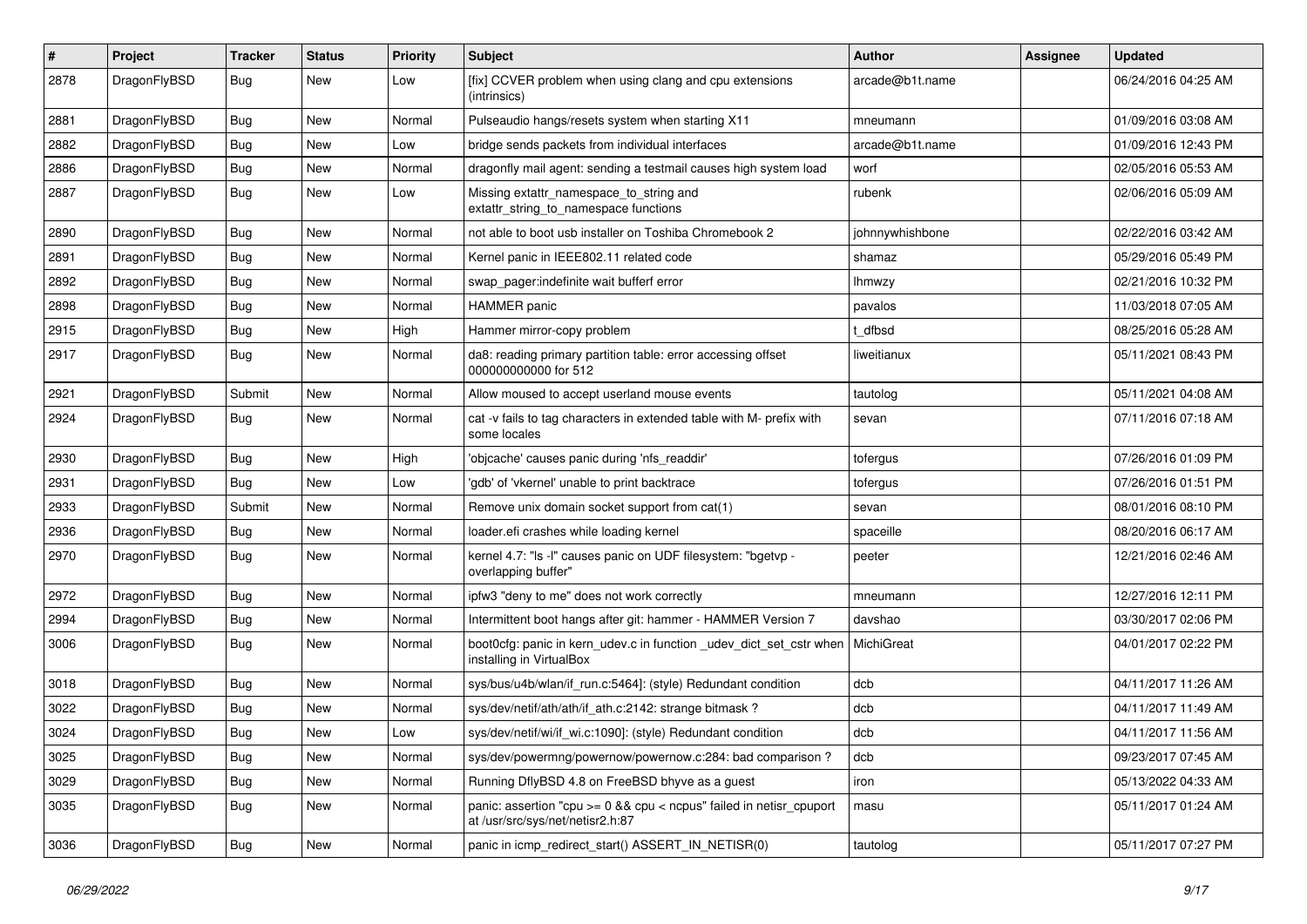| # | Project | Tracker | Status | Priority | Subject | Author | Assignee | Updated |
|---|---|---|---|---|---|---|---|---|
| 2878 | DragonFlyBSD | Bug | New | Low | [fix] CCVER problem when using clang and cpu extensions (intrinsics) | arcade@b1t.name | | 06/24/2016 04:25 AM |
| 2881 | DragonFlyBSD | Bug | New | Normal | Pulseaudio hangs/resets system when starting X11 | mneumann | | 01/09/2016 03:08 AM |
| 2882 | DragonFlyBSD | Bug | New | Low | bridge sends packets from individual interfaces | arcade@b1t.name | | 01/09/2016 12:43 PM |
| 2886 | DragonFlyBSD | Bug | New | Normal | dragonfly mail agent: sending a testmail causes high system load | worf | | 02/05/2016 05:53 AM |
| 2887 | DragonFlyBSD | Bug | New | Low | Missing extattr_namespace_to_string and extattr_string_to_namespace functions | rubenk | | 02/06/2016 05:09 AM |
| 2890 | DragonFlyBSD | Bug | New | Normal | not able to boot usb installer on Toshiba Chromebook 2 | johnnywhishbone | | 02/22/2016 03:42 AM |
| 2891 | DragonFlyBSD | Bug | New | Normal | Kernel panic in IEEE802.11 related code | shamaz | | 05/29/2016 05:49 PM |
| 2892 | DragonFlyBSD | Bug | New | Normal | swap_pager:indefinite wait bufferf error | lhmwzy | | 02/21/2016 10:32 PM |
| 2898 | DragonFlyBSD | Bug | New | Normal | HAMMER panic | pavalos | | 11/03/2018 07:05 AM |
| 2915 | DragonFlyBSD | Bug | New | High | Hammer mirror-copy problem | t_dfbsd | | 08/25/2016 05:28 AM |
| 2917 | DragonFlyBSD | Bug | New | Normal | da8: reading primary partition table: error accessing offset 000000000000 for 512 | liweitianux | | 05/11/2021 08:43 PM |
| 2921 | DragonFlyBSD | Submit | New | Normal | Allow moused to accept userland mouse events | tautolog | | 05/11/2021 04:08 AM |
| 2924 | DragonFlyBSD | Bug | New | Normal | cat -v fails to tag characters in extended table with M- prefix with some locales | sevan | | 07/11/2016 07:18 AM |
| 2930 | DragonFlyBSD | Bug | New | High | 'objcache' causes panic during 'nfs_readdir' | tofergus | | 07/26/2016 01:09 PM |
| 2931 | DragonFlyBSD | Bug | New | Low | 'gdb' of 'vkernel' unable to print backtrace | tofergus | | 07/26/2016 01:51 PM |
| 2933 | DragonFlyBSD | Submit | New | Normal | Remove unix domain socket support from cat(1) | sevan | | 08/01/2016 08:10 PM |
| 2936 | DragonFlyBSD | Bug | New | Normal | loader.efi crashes while loading kernel | spaceille | | 08/20/2016 06:17 AM |
| 2970 | DragonFlyBSD | Bug | New | Normal | kernel 4.7: "ls -l" causes panic on UDF filesystem: "bgetvp - overlapping buffer" | peeter | | 12/21/2016 02:46 AM |
| 2972 | DragonFlyBSD | Bug | New | Normal | ipfw3 "deny to me" does not work correctly | mneumann | | 12/27/2016 12:11 PM |
| 2994 | DragonFlyBSD | Bug | New | Normal | Intermittent boot hangs after git: hammer - HAMMER Version 7 | davshao | | 03/30/2017 02:06 PM |
| 3006 | DragonFlyBSD | Bug | New | Normal | boot0cfg: panic in kern_udev.c in function _udev_dict_set_cstr when installing in VirtualBox | MichiGreat | | 04/01/2017 02:22 PM |
| 3018 | DragonFlyBSD | Bug | New | Normal | sys/bus/u4b/wlan/if_run.c:5464]: (style) Redundant condition | dcb | | 04/11/2017 11:26 AM |
| 3022 | DragonFlyBSD | Bug | New | Normal | sys/dev/netif/ath/ath/if_ath.c:2142: strange bitmask ? | dcb | | 04/11/2017 11:49 AM |
| 3024 | DragonFlyBSD | Bug | New | Low | sys/dev/netif/wi/if_wi.c:1090]: (style) Redundant condition | dcb | | 04/11/2017 11:56 AM |
| 3025 | DragonFlyBSD | Bug | New | Normal | sys/dev/powermng/powernow/powernow.c:284: bad comparison ? | dcb | | 09/23/2017 07:45 AM |
| 3029 | DragonFlyBSD | Bug | New | Normal | Running DflyBSD 4.8 on FreeBSD bhyve as a guest | iron | | 05/13/2022 04:33 AM |
| 3035 | DragonFlyBSD | Bug | New | Normal | panic: assertion "cpu >= 0 && cpu < ncpus" failed in netisr_cpuport at /usr/src/sys/net/netisr2.h:87 | masu | | 05/11/2017 01:24 AM |
| 3036 | DragonFlyBSD | Bug | New | Normal | panic in icmp_redirect_start() ASSERT_IN_NETISR(0) | tautolog | | 05/11/2017 07:27 PM |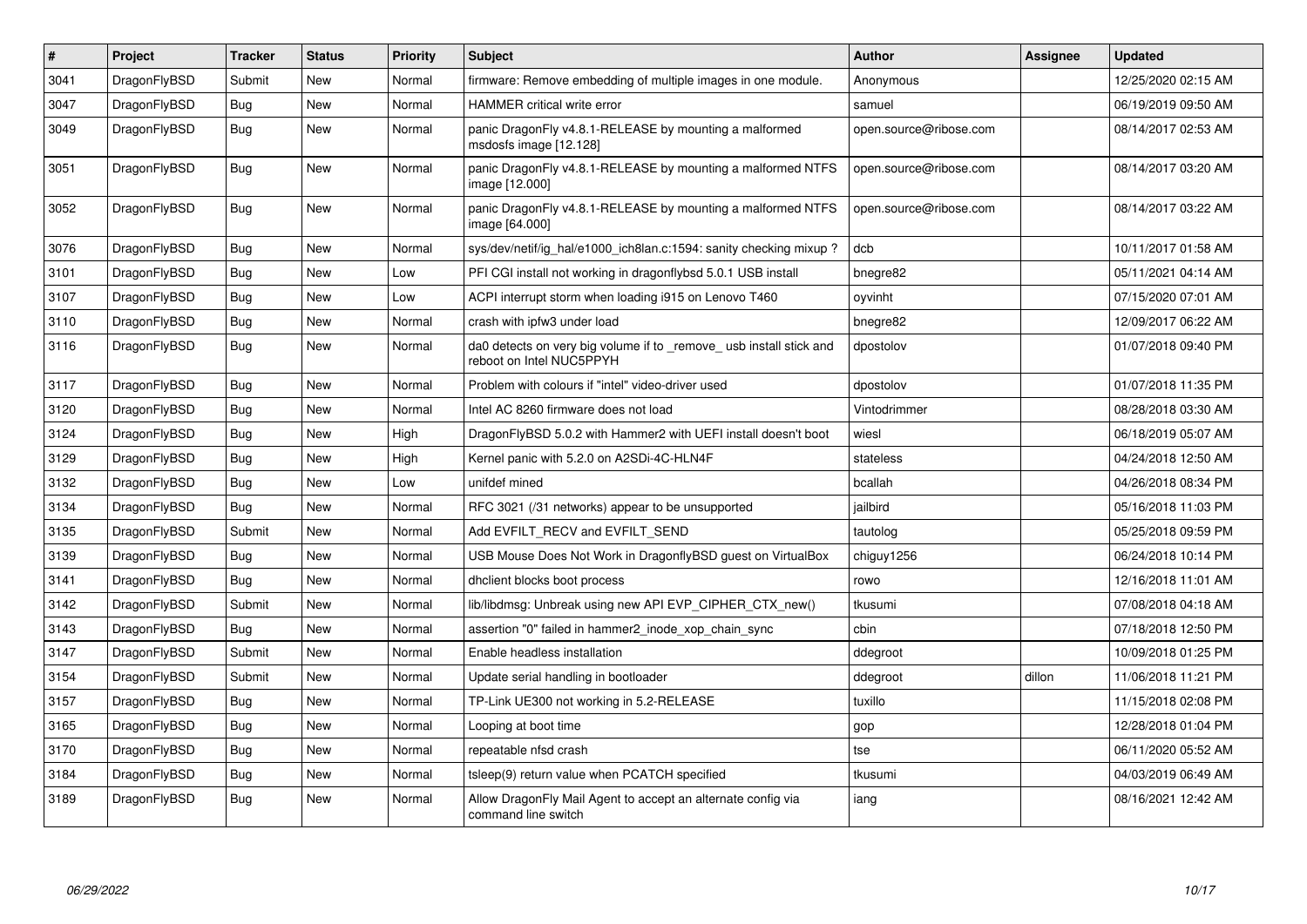| # | Project | Tracker | Status | Priority | Subject | Author | Assignee | Updated |
|---|---|---|---|---|---|---|---|---|
| 3041 | DragonFlyBSD | Submit | New | Normal | firmware: Remove embedding of multiple images in one module. | Anonymous | | 12/25/2020 02:15 AM |
| 3047 | DragonFlyBSD | Bug | New | Normal | HAMMER critical write error | samuel | | 06/19/2019 09:50 AM |
| 3049 | DragonFlyBSD | Bug | New | Normal | panic DragonFly v4.8.1-RELEASE by mounting a malformed msdosfs image [12.128] | open.source@ribose.com | | 08/14/2017 02:53 AM |
| 3051 | DragonFlyBSD | Bug | New | Normal | panic DragonFly v4.8.1-RELEASE by mounting a malformed NTFS image [12.000] | open.source@ribose.com | | 08/14/2017 03:20 AM |
| 3052 | DragonFlyBSD | Bug | New | Normal | panic DragonFly v4.8.1-RELEASE by mounting a malformed NTFS image [64.000] | open.source@ribose.com | | 08/14/2017 03:22 AM |
| 3076 | DragonFlyBSD | Bug | New | Normal | sys/dev/netif/ig_hal/e1000_ich8lan.c:1594: sanity checking mixup ? | dcb | | 10/11/2017 01:58 AM |
| 3101 | DragonFlyBSD | Bug | New | Low | PFI CGI install not working in dragonflybsd 5.0.1 USB install | bnegre82 | | 05/11/2021 04:14 AM |
| 3107 | DragonFlyBSD | Bug | New | Low | ACPI interrupt storm when loading i915 on Lenovo T460 | oyvinht | | 07/15/2020 07:01 AM |
| 3110 | DragonFlyBSD | Bug | New | Normal | crash with ipfw3 under load | bnegre82 | | 12/09/2017 06:22 AM |
| 3116 | DragonFlyBSD | Bug | New | Normal | da0 detects on very big volume if to _remove_ usb install stick and reboot on Intel NUC5PPYH | dpostolov | | 01/07/2018 09:40 PM |
| 3117 | DragonFlyBSD | Bug | New | Normal | Problem with colours if "intel" video-driver used | dpostolov | | 01/07/2018 11:35 PM |
| 3120 | DragonFlyBSD | Bug | New | Normal | Intel AC 8260 firmware does not load | Vintodrimmer | | 08/28/2018 03:30 AM |
| 3124 | DragonFlyBSD | Bug | New | High | DragonFlyBSD 5.0.2 with Hammer2 with UEFI install doesn't boot | wiesl | | 06/18/2019 05:07 AM |
| 3129 | DragonFlyBSD | Bug | New | High | Kernel panic with 5.2.0 on A2SDi-4C-HLN4F | stateless | | 04/24/2018 12:50 AM |
| 3132 | DragonFlyBSD | Bug | New | Low | unifdef mined | bcallah | | 04/26/2018 08:34 PM |
| 3134 | DragonFlyBSD | Bug | New | Normal | RFC 3021 (/31 networks) appear to be unsupported | jailbird | | 05/16/2018 11:03 PM |
| 3135 | DragonFlyBSD | Submit | New | Normal | Add EVFILT_RECV and EVFILT_SEND | tautolog | | 05/25/2018 09:59 PM |
| 3139 | DragonFlyBSD | Bug | New | Normal | USB Mouse Does Not Work in DragonflyBSD guest on VirtualBox | chiguy1256 | | 06/24/2018 10:14 PM |
| 3141 | DragonFlyBSD | Bug | New | Normal | dhclient blocks boot process | rowo | | 12/16/2018 11:01 AM |
| 3142 | DragonFlyBSD | Submit | New | Normal | lib/libdmsg: Unbreak using new API EVP_CIPHER_CTX_new() | tkusumi | | 07/08/2018 04:18 AM |
| 3143 | DragonFlyBSD | Bug | New | Normal | assertion "0" failed in hammer2_inode_xop_chain_sync | cbin | | 07/18/2018 12:50 PM |
| 3147 | DragonFlyBSD | Submit | New | Normal | Enable headless installation | ddegroot | | 10/09/2018 01:25 PM |
| 3154 | DragonFlyBSD | Submit | New | Normal | Update serial handling in bootloader | ddegroot | dillon | 11/06/2018 11:21 PM |
| 3157 | DragonFlyBSD | Bug | New | Normal | TP-Link UE300 not working in 5.2-RELEASE | tuxillo | | 11/15/2018 02:08 PM |
| 3165 | DragonFlyBSD | Bug | New | Normal | Looping at boot time | gop | | 12/28/2018 01:04 PM |
| 3170 | DragonFlyBSD | Bug | New | Normal | repeatable nfsd crash | tse | | 06/11/2020 05:52 AM |
| 3184 | DragonFlyBSD | Bug | New | Normal | tsleep(9) return value when PCATCH specified | tkusumi | | 04/03/2019 06:49 AM |
| 3189 | DragonFlyBSD | Bug | New | Normal | Allow DragonFly Mail Agent to accept an alternate config via command line switch | iang | | 08/16/2021 12:42 AM |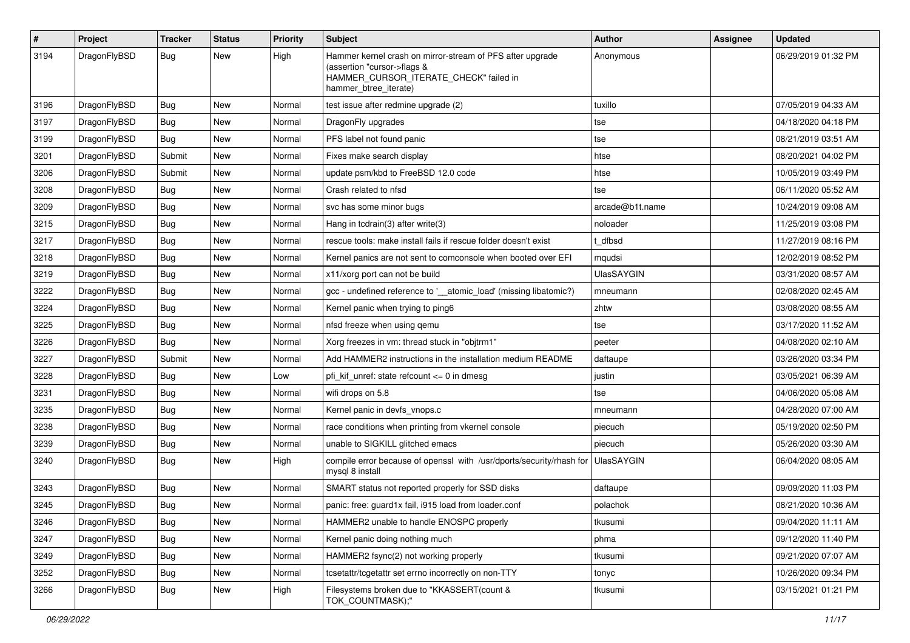| # | Project | Tracker | Status | Priority | Subject | Author | Assignee | Updated |
|---|---|---|---|---|---|---|---|---|
| 3194 | DragonFlyBSD | Bug | New | High | Hammer kernel crash on mirror-stream of PFS after upgrade (assertion "cursor->flags & HAMMER_CURSOR_ITERATE_CHECK" failed in hammer_btree_iterate) | Anonymous | | 06/29/2019 01:32 PM |
| 3196 | DragonFlyBSD | Bug | New | Normal | test issue after redmine upgrade (2) | tuxillo | | 07/05/2019 04:33 AM |
| 3197 | DragonFlyBSD | Bug | New | Normal | DragonFly upgrades | tse | | 04/18/2020 04:18 PM |
| 3199 | DragonFlyBSD | Bug | New | Normal | PFS label not found panic | tse | | 08/21/2019 03:51 AM |
| 3201 | DragonFlyBSD | Submit | New | Normal | Fixes make search display | htse | | 08/20/2021 04:02 PM |
| 3206 | DragonFlyBSD | Submit | New | Normal | update psm/kbd to FreeBSD 12.0 code | htse | | 10/05/2019 03:49 PM |
| 3208 | DragonFlyBSD | Bug | New | Normal | Crash related to nfsd | tse | | 06/11/2020 05:52 AM |
| 3209 | DragonFlyBSD | Bug | New | Normal | svc has some minor bugs | arcade@b1t.name | | 10/24/2019 09:08 AM |
| 3215 | DragonFlyBSD | Bug | New | Normal | Hang in tcdrain(3) after write(3) | noloader | | 11/25/2019 03:08 PM |
| 3217 | DragonFlyBSD | Bug | New | Normal | rescue tools: make install fails if rescue folder doesn't exist | t_dfbsd | | 11/27/2019 08:16 PM |
| 3218 | DragonFlyBSD | Bug | New | Normal | Kernel panics are not sent to comconsole when booted over EFI | mqudsi | | 12/02/2019 08:52 PM |
| 3219 | DragonFlyBSD | Bug | New | Normal | x11/xorg port can not be build | UlasSAYGIN | | 03/31/2020 08:57 AM |
| 3222 | DragonFlyBSD | Bug | New | Normal | gcc - undefined reference to '__atomic_load' (missing libatomic?) | mneumann | | 02/08/2020 02:45 AM |
| 3224 | DragonFlyBSD | Bug | New | Normal | Kernel panic when trying to ping6 | zhtw | | 03/08/2020 08:55 AM |
| 3225 | DragonFlyBSD | Bug | New | Normal | nfsd freeze when using qemu | tse | | 03/17/2020 11:52 AM |
| 3226 | DragonFlyBSD | Bug | New | Normal | Xorg freezes in vm: thread stuck in "objtrm1" | peeter | | 04/08/2020 02:10 AM |
| 3227 | DragonFlyBSD | Submit | New | Normal | Add HAMMER2 instructions in the installation medium README | daftaupe | | 03/26/2020 03:34 PM |
| 3228 | DragonFlyBSD | Bug | New | Low | pfi_kif_unref: state refcount <= 0 in dmesg | justin | | 03/05/2021 06:39 AM |
| 3231 | DragonFlyBSD | Bug | New | Normal | wifi drops on 5.8 | tse | | 04/06/2020 05:08 AM |
| 3235 | DragonFlyBSD | Bug | New | Normal | Kernel panic in devfs_vnops.c | mneumann | | 04/28/2020 07:00 AM |
| 3238 | DragonFlyBSD | Bug | New | Normal | race conditions when printing from vkernel console | piecuch | | 05/19/2020 02:50 PM |
| 3239 | DragonFlyBSD | Bug | New | Normal | unable to SIGKILL glitched emacs | piecuch | | 05/26/2020 03:30 AM |
| 3240 | DragonFlyBSD | Bug | New | High | compile error because of openssl with /usr/dports/security/rhash for mysql 8 install | UlasSAYGIN | | 06/04/2020 08:05 AM |
| 3243 | DragonFlyBSD | Bug | New | Normal | SMART status not reported properly for SSD disks | daftaupe | | 09/09/2020 11:03 PM |
| 3245 | DragonFlyBSD | Bug | New | Normal | panic: free: guard1x fail, i915 load from loader.conf | polachok | | 08/21/2020 10:36 AM |
| 3246 | DragonFlyBSD | Bug | New | Normal | HAMMER2 unable to handle ENOSPC properly | tkusumi | | 09/04/2020 11:11 AM |
| 3247 | DragonFlyBSD | Bug | New | Normal | Kernel panic doing nothing much | phma | | 09/12/2020 11:40 PM |
| 3249 | DragonFlyBSD | Bug | New | Normal | HAMMER2 fsync(2) not working properly | tkusumi | | 09/21/2020 07:07 AM |
| 3252 | DragonFlyBSD | Bug | New | Normal | tcsetattr/tcgetattr set errno incorrectly on non-TTY | tonyc | | 10/26/2020 09:34 PM |
| 3266 | DragonFlyBSD | Bug | New | High | Filesystems broken due to "KKASSERT(count & TOK_COUNTMASK);" | tkusumi | | 03/15/2021 01:21 PM |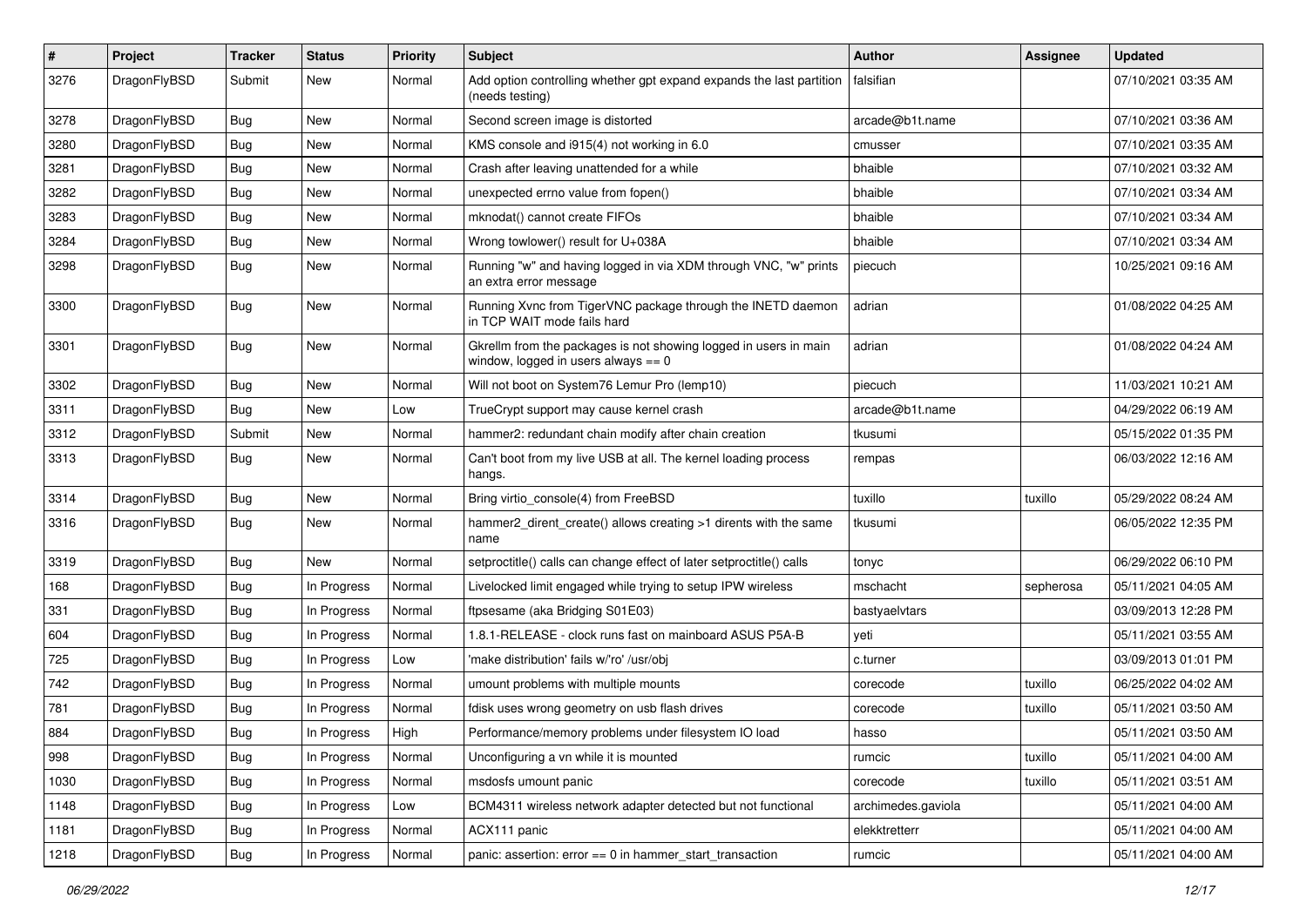| # | Project | Tracker | Status | Priority | Subject | Author | Assignee | Updated |
|---|---|---|---|---|---|---|---|---|
| 3276 | DragonFlyBSD | Submit | New | Normal | Add option controlling whether gpt expand expands the last partition (needs testing) | falsifian | | 07/10/2021 03:35 AM |
| 3278 | DragonFlyBSD | Bug | New | Normal | Second screen image is distorted | arcade@b1t.name | | 07/10/2021 03:36 AM |
| 3280 | DragonFlyBSD | Bug | New | Normal | KMS console and i915(4) not working in 6.0 | cmusser | | 07/10/2021 03:35 AM |
| 3281 | DragonFlyBSD | Bug | New | Normal | Crash after leaving unattended for a while | bhaible | | 07/10/2021 03:32 AM |
| 3282 | DragonFlyBSD | Bug | New | Normal | unexpected errno value from fopen() | bhaible | | 07/10/2021 03:34 AM |
| 3283 | DragonFlyBSD | Bug | New | Normal | mknodat() cannot create FIFOs | bhaible | | 07/10/2021 03:34 AM |
| 3284 | DragonFlyBSD | Bug | New | Normal | Wrong towlower() result for U+038A | bhaible | | 07/10/2021 03:34 AM |
| 3298 | DragonFlyBSD | Bug | New | Normal | Running "w" and having logged in via XDM through VNC, "w" prints an extra error message | piecuch | | 10/25/2021 09:16 AM |
| 3300 | DragonFlyBSD | Bug | New | Normal | Running Xvnc from TigerVNC package through the INETD daemon in TCP WAIT mode fails hard | adrian | | 01/08/2022 04:25 AM |
| 3301 | DragonFlyBSD | Bug | New | Normal | Gkrellm from the packages is not showing logged in users in main window, logged in users always == 0 | adrian | | 01/08/2022 04:24 AM |
| 3302 | DragonFlyBSD | Bug | New | Normal | Will not boot on System76 Lemur Pro (lemp10) | piecuch | | 11/03/2021 10:21 AM |
| 3311 | DragonFlyBSD | Bug | New | Low | TrueCrypt support may cause kernel crash | arcade@b1t.name | | 04/29/2022 06:19 AM |
| 3312 | DragonFlyBSD | Submit | New | Normal | hammer2: redundant chain modify after chain creation | tkusumi | | 05/15/2022 01:35 PM |
| 3313 | DragonFlyBSD | Bug | New | Normal | Can't boot from my live USB at all. The kernel loading process hangs. | rempas | | 06/03/2022 12:16 AM |
| 3314 | DragonFlyBSD | Bug | New | Normal | Bring virtio_console(4) from FreeBSD | tuxillo | tuxillo | 05/29/2022 08:24 AM |
| 3316 | DragonFlyBSD | Bug | New | Normal | hammer2_dirent_create() allows creating >1 dirents with the same name | tkusumi | | 06/05/2022 12:35 PM |
| 3319 | DragonFlyBSD | Bug | New | Normal | setproctitle() calls can change effect of later setproctitle() calls | tonyc | | 06/29/2022 06:10 PM |
| 168 | DragonFlyBSD | Bug | In Progress | Normal | Livelocked limit engaged while trying to setup IPW wireless | mschacht | sepherosa | 05/11/2021 04:05 AM |
| 331 | DragonFlyBSD | Bug | In Progress | Normal | ftpsesame (aka Bridging S01E03) | bastyaelvtars | | 03/09/2013 12:28 PM |
| 604 | DragonFlyBSD | Bug | In Progress | Normal | 1.8.1-RELEASE - clock runs fast on mainboard ASUS P5A-B | yeti | | 05/11/2021 03:55 AM |
| 725 | DragonFlyBSD | Bug | In Progress | Low | 'make distribution' fails w/'ro' /usr/obj | c.turner | | 03/09/2013 01:01 PM |
| 742 | DragonFlyBSD | Bug | In Progress | Normal | umount problems with multiple mounts | corecode | tuxillo | 06/25/2022 04:02 AM |
| 781 | DragonFlyBSD | Bug | In Progress | Normal | fdisk uses wrong geometry on usb flash drives | corecode | tuxillo | 05/11/2021 03:50 AM |
| 884 | DragonFlyBSD | Bug | In Progress | High | Performance/memory problems under filesystem IO load | hasso | | 05/11/2021 03:50 AM |
| 998 | DragonFlyBSD | Bug | In Progress | Normal | Unconfiguring a vn while it is mounted | rumcic | tuxillo | 05/11/2021 04:00 AM |
| 1030 | DragonFlyBSD | Bug | In Progress | Normal | msdosfs umount panic | corecode | tuxillo | 05/11/2021 03:51 AM |
| 1148 | DragonFlyBSD | Bug | In Progress | Low | BCM4311 wireless network adapter detected but not functional | archimedes.gaviola | | 05/11/2021 04:00 AM |
| 1181 | DragonFlyBSD | Bug | In Progress | Normal | ACX111 panic | elekktretterr | | 05/11/2021 04:00 AM |
| 1218 | DragonFlyBSD | Bug | In Progress | Normal | panic: assertion: error == 0 in hammer_start_transaction | rumcic | | 05/11/2021 04:00 AM |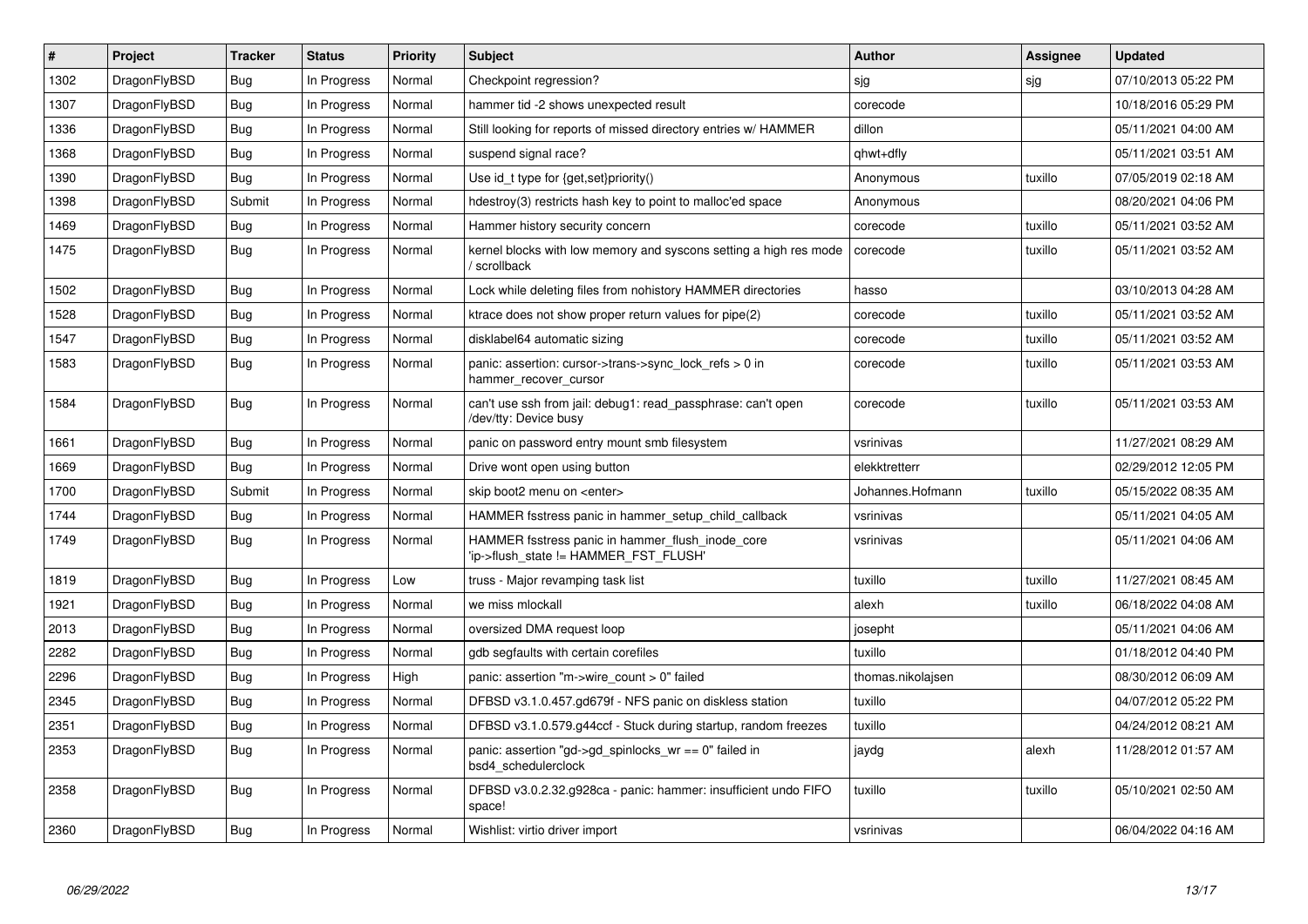| # | Project | Tracker | Status | Priority | Subject | Author | Assignee | Updated |
|---|---|---|---|---|---|---|---|---|
| 1302 | DragonFlyBSD | Bug | In Progress | Normal | Checkpoint regression? | sjg | sjg | 07/10/2013 05:22 PM |
| 1307 | DragonFlyBSD | Bug | In Progress | Normal | hammer tid -2 shows unexpected result | corecode | | 10/18/2016 05:29 PM |
| 1336 | DragonFlyBSD | Bug | In Progress | Normal | Still looking for reports of missed directory entries w/ HAMMER | dillon | | 05/11/2021 04:00 AM |
| 1368 | DragonFlyBSD | Bug | In Progress | Normal | suspend signal race? | qhwt+dfly | | 05/11/2021 03:51 AM |
| 1390 | DragonFlyBSD | Bug | In Progress | Normal | Use id_t type for {get,set}priority() | Anonymous | tuxillo | 07/05/2019 02:18 AM |
| 1398 | DragonFlyBSD | Submit | In Progress | Normal | hdestroy(3) restricts hash key to point to malloc'ed space | Anonymous | | 08/20/2021 04:06 PM |
| 1469 | DragonFlyBSD | Bug | In Progress | Normal | Hammer history security concern | corecode | tuxillo | 05/11/2021 03:52 AM |
| 1475 | DragonFlyBSD | Bug | In Progress | Normal | kernel blocks with low memory and syscons setting a high res mode / scrollback | corecode | tuxillo | 05/11/2021 03:52 AM |
| 1502 | DragonFlyBSD | Bug | In Progress | Normal | Lock while deleting files from nohistory HAMMER directories | hasso | | 03/10/2013 04:28 AM |
| 1528 | DragonFlyBSD | Bug | In Progress | Normal | ktrace does not show proper return values for pipe(2) | corecode | tuxillo | 05/11/2021 03:52 AM |
| 1547 | DragonFlyBSD | Bug | In Progress | Normal | disklabel64 automatic sizing | corecode | tuxillo | 05/11/2021 03:52 AM |
| 1583 | DragonFlyBSD | Bug | In Progress | Normal | panic: assertion: cursor->trans->sync_lock_refs > 0 in hammer_recover_cursor | corecode | tuxillo | 05/11/2021 03:53 AM |
| 1584 | DragonFlyBSD | Bug | In Progress | Normal | can't use ssh from jail: debug1: read_passphrase: can't open /dev/tty: Device busy | corecode | tuxillo | 05/11/2021 03:53 AM |
| 1661 | DragonFlyBSD | Bug | In Progress | Normal | panic on password entry mount smb filesystem | vsrinivas | | 11/27/2021 08:29 AM |
| 1669 | DragonFlyBSD | Bug | In Progress | Normal | Drive wont open using button | elekktretterr | | 02/29/2012 12:05 PM |
| 1700 | DragonFlyBSD | Submit | In Progress | Normal | skip boot2 menu on <enter> | Johannes.Hofmann | tuxillo | 05/15/2022 08:35 AM |
| 1744 | DragonFlyBSD | Bug | In Progress | Normal | HAMMER fsstress panic in hammer_setup_child_callback | vsrinivas | | 05/11/2021 04:05 AM |
| 1749 | DragonFlyBSD | Bug | In Progress | Normal | HAMMER fsstress panic in hammer_flush_inode_core 'ip->flush_state != HAMMER_FST_FLUSH' | vsrinivas | | 05/11/2021 04:06 AM |
| 1819 | DragonFlyBSD | Bug | In Progress | Low | truss - Major revamping task list | tuxillo | tuxillo | 11/27/2021 08:45 AM |
| 1921 | DragonFlyBSD | Bug | In Progress | Normal | we miss mlockall | alexh | tuxillo | 06/18/2022 04:08 AM |
| 2013 | DragonFlyBSD | Bug | In Progress | Normal | oversized DMA request loop | josepht | | 05/11/2021 04:06 AM |
| 2282 | DragonFlyBSD | Bug | In Progress | Normal | gdb segfaults with certain corefiles | tuxillo | | 01/18/2012 04:40 PM |
| 2296 | DragonFlyBSD | Bug | In Progress | High | panic: assertion "m->wire_count > 0" failed | thomas.nikolajsen | | 08/30/2012 06:09 AM |
| 2345 | DragonFlyBSD | Bug | In Progress | Normal | DFBSD v3.1.0.457.gd679f - NFS panic on diskless station | tuxillo | | 04/07/2012 05:22 PM |
| 2351 | DragonFlyBSD | Bug | In Progress | Normal | DFBSD v3.1.0.579.g44ccf - Stuck during startup, random freezes | tuxillo | | 04/24/2012 08:21 AM |
| 2353 | DragonFlyBSD | Bug | In Progress | Normal | panic: assertion "gd->gd_spinlocks_wr == 0" failed in bsd4_schedulerclock | jaydg | alexh | 11/28/2012 01:57 AM |
| 2358 | DragonFlyBSD | Bug | In Progress | Normal | DFBSD v3.0.2.32.g928ca - panic: hammer: insufficient undo FIFO space! | tuxillo | tuxillo | 05/10/2021 02:50 AM |
| 2360 | DragonFlyBSD | Bug | In Progress | Normal | Wishlist: virtio driver import | vsrinivas | | 06/04/2022 04:16 AM |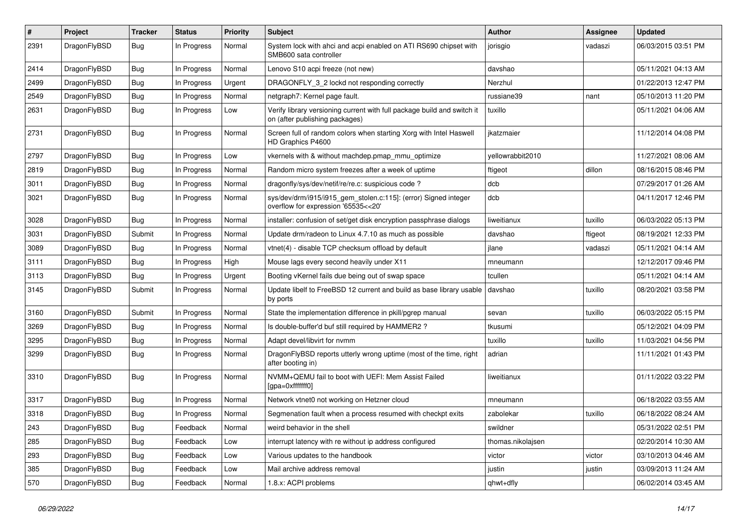| # | Project | Tracker | Status | Priority | Subject | Author | Assignee | Updated |
|---|---|---|---|---|---|---|---|---|
| 2391 | DragonFlyBSD | Bug | In Progress | Normal | System lock with ahci and acpi enabled on ATI RS690 chipset with SMB600 sata controller | jorisgio | vadaszi | 06/03/2015 03:51 PM |
| 2414 | DragonFlyBSD | Bug | In Progress | Normal | Lenovo S10 acpi freeze (not new) | davshao | | 05/11/2021 04:13 AM |
| 2499 | DragonFlyBSD | Bug | In Progress | Urgent | DRAGONFLY_3_2 lockd not responding correctly | Nerzhul | | 01/22/2013 12:47 PM |
| 2549 | DragonFlyBSD | Bug | In Progress | Normal | netgraph7: Kernel page fault. | russiane39 | nant | 05/10/2013 11:20 PM |
| 2631 | DragonFlyBSD | Bug | In Progress | Low | Verify library versioning current with full package build and switch it on (after publishing packages) | tuxillo | | 05/11/2021 04:06 AM |
| 2731 | DragonFlyBSD | Bug | In Progress | Normal | Screen full of random colors when starting Xorg with Intel Haswell HD Graphics P4600 | jkatzmaier | | 11/12/2014 04:08 PM |
| 2797 | DragonFlyBSD | Bug | In Progress | Low | vkernels with & without machdep.pmap_mmu_optimize | yellowrabbit2010 | | 11/27/2021 08:06 AM |
| 2819 | DragonFlyBSD | Bug | In Progress | Normal | Random micro system freezes after a week of uptime | ftigeot | dillon | 08/16/2015 08:46 PM |
| 3011 | DragonFlyBSD | Bug | In Progress | Normal | dragonfly/sys/dev/netif/re/re.c: suspicious code ? | dcb | | 07/29/2017 01:26 AM |
| 3021 | DragonFlyBSD | Bug | In Progress | Normal | sys/dev/drm/i915/i915_gem_stolen.c:115]: (error) Signed integer overflow for expression '65535<<20' | dcb | | 04/11/2017 12:46 PM |
| 3028 | DragonFlyBSD | Bug | In Progress | Normal | installer: confusion of set/get disk encryption passphrase dialogs | liweitianux | tuxillo | 06/03/2022 05:13 PM |
| 3031 | DragonFlyBSD | Submit | In Progress | Normal | Update drm/radeon to Linux 4.7.10 as much as possible | davshao | ftigeot | 08/19/2021 12:33 PM |
| 3089 | DragonFlyBSD | Bug | In Progress | Normal | vtnet(4) - disable TCP checksum offload by default | jlane | vadaszi | 05/11/2021 04:14 AM |
| 3111 | DragonFlyBSD | Bug | In Progress | High | Mouse lags every second heavily under X11 | mneumann | | 12/12/2017 09:46 PM |
| 3113 | DragonFlyBSD | Bug | In Progress | Urgent | Booting vKernel fails due being out of swap space | tcullen | | 05/11/2021 04:14 AM |
| 3145 | DragonFlyBSD | Submit | In Progress | Normal | Update libelf to FreeBSD 12 current and build as base library usable by ports | davshao | tuxillo | 08/20/2021 03:58 PM |
| 3160 | DragonFlyBSD | Submit | In Progress | Normal | State the implementation difference in pkill/pgrep manual | sevan | tuxillo | 06/03/2022 05:15 PM |
| 3269 | DragonFlyBSD | Bug | In Progress | Normal | Is double-buffer'd buf still required by HAMMER2 ? | tkusumi | | 05/12/2021 04:09 PM |
| 3295 | DragonFlyBSD | Bug | In Progress | Normal | Adapt devel/libvirt for nvmm | tuxillo | tuxillo | 11/03/2021 04:56 PM |
| 3299 | DragonFlyBSD | Bug | In Progress | Normal | DragonFlyBSD reports utterly wrong uptime (most of the time, right after booting in) | adrian | | 11/11/2021 01:43 PM |
| 3310 | DragonFlyBSD | Bug | In Progress | Normal | NVMM+QEMU fail to boot with UEFI: Mem Assist Failed [gpa=0xfffffff0] | liweitianux | | 01/11/2022 03:22 PM |
| 3317 | DragonFlyBSD | Bug | In Progress | Normal | Network vtnet0 not working on Hetzner cloud | mneumann | | 06/18/2022 03:55 AM |
| 3318 | DragonFlyBSD | Bug | In Progress | Normal | Segmenation fault when a process resumed with checkpt exits | zabolekar | tuxillo | 06/18/2022 08:24 AM |
| 243 | DragonFlyBSD | Bug | Feedback | Normal | weird behavior in the shell | swildner | | 05/31/2022 02:51 PM |
| 285 | DragonFlyBSD | Bug | Feedback | Low | interrupt latency with re without ip address configured | thomas.nikolajsen | | 02/20/2014 10:30 AM |
| 293 | DragonFlyBSD | Bug | Feedback | Low | Various updates to the handbook | victor | victor | 03/10/2013 04:46 AM |
| 385 | DragonFlyBSD | Bug | Feedback | Low | Mail archive address removal | justin | justin | 03/09/2013 11:24 AM |
| 570 | DragonFlyBSD | Bug | Feedback | Normal | 1.8.x: ACPI problems | qhwt+dfly | | 06/02/2014 03:45 AM |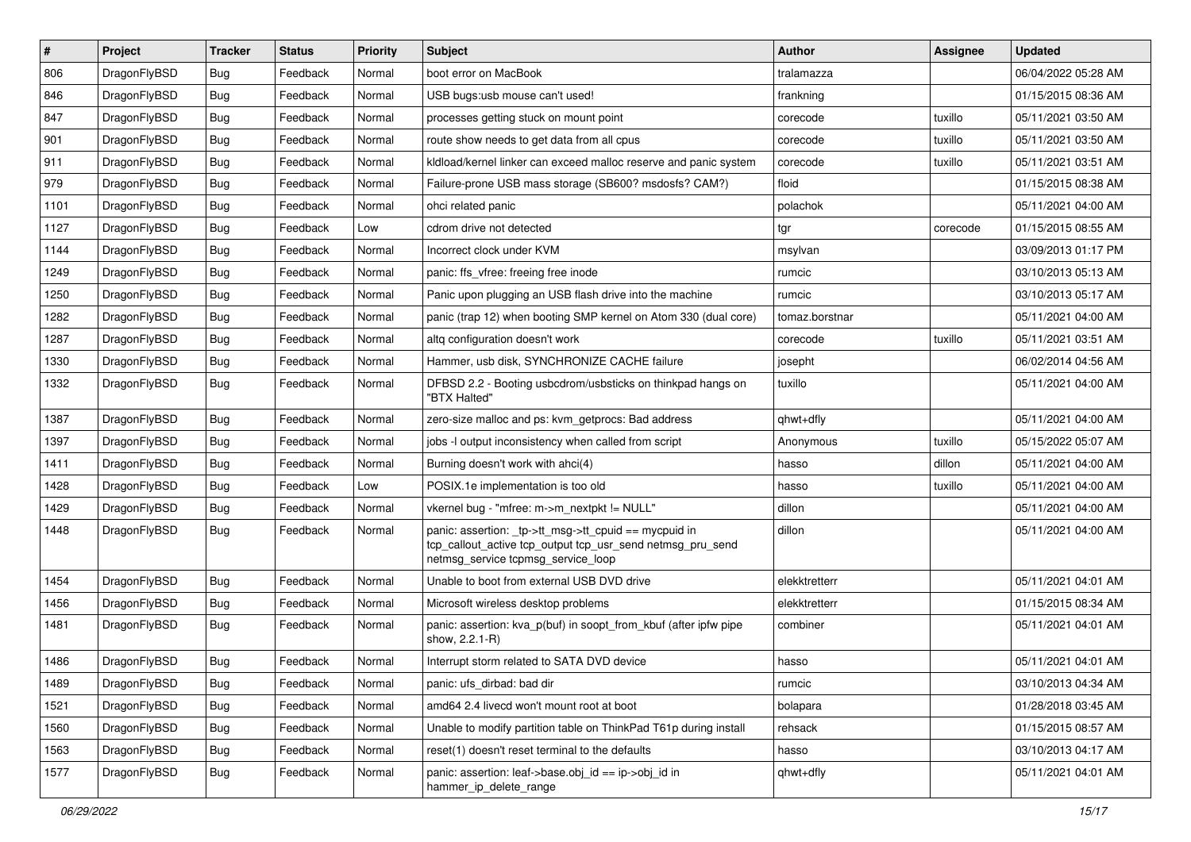| # | Project | Tracker | Status | Priority | Subject | Author | Assignee | Updated |
|---|---|---|---|---|---|---|---|---|
| 806 | DragonFlyBSD | Bug | Feedback | Normal | boot error on MacBook | tralamazza | | 06/04/2022 05:28 AM |
| 846 | DragonFlyBSD | Bug | Feedback | Normal | USB bugs:usb mouse can't used! | frankning | | 01/15/2015 08:36 AM |
| 847 | DragonFlyBSD | Bug | Feedback | Normal | processes getting stuck on mount point | corecode | tuxillo | 05/11/2021 03:50 AM |
| 901 | DragonFlyBSD | Bug | Feedback | Normal | route show needs to get data from all cpus | corecode | tuxillo | 05/11/2021 03:50 AM |
| 911 | DragonFlyBSD | Bug | Feedback | Normal | kldload/kernel linker can exceed malloc reserve and panic system | corecode | tuxillo | 05/11/2021 03:51 AM |
| 979 | DragonFlyBSD | Bug | Feedback | Normal | Failure-prone USB mass storage (SB600? msdosfs? CAM?) | floid | | 01/15/2015 08:38 AM |
| 1101 | DragonFlyBSD | Bug | Feedback | Normal | ohci related panic | polachok | | 05/11/2021 04:00 AM |
| 1127 | DragonFlyBSD | Bug | Feedback | Low | cdrom drive not detected | tgr | corecode | 01/15/2015 08:55 AM |
| 1144 | DragonFlyBSD | Bug | Feedback | Normal | Incorrect clock under KVM | msylvan | | 03/09/2013 01:17 PM |
| 1249 | DragonFlyBSD | Bug | Feedback | Normal | panic: ffs_vfree: freeing free inode | rumcic | | 03/10/2013 05:13 AM |
| 1250 | DragonFlyBSD | Bug | Feedback | Normal | Panic upon plugging an USB flash drive into the machine | rumcic | | 03/10/2013 05:17 AM |
| 1282 | DragonFlyBSD | Bug | Feedback | Normal | panic (trap 12) when booting SMP kernel on Atom 330 (dual core) | tomaz.borstnar | | 05/11/2021 04:00 AM |
| 1287 | DragonFlyBSD | Bug | Feedback | Normal | altq configuration doesn't work | corecode | tuxillo | 05/11/2021 03:51 AM |
| 1330 | DragonFlyBSD | Bug | Feedback | Normal | Hammer, usb disk, SYNCHRONIZE CACHE failure | josepht | | 06/02/2014 04:56 AM |
| 1332 | DragonFlyBSD | Bug | Feedback | Normal | DFBSD 2.2 - Booting usbcdrom/usbsticks on thinkpad hangs on "BTX Halted" | tuxillo | | 05/11/2021 04:00 AM |
| 1387 | DragonFlyBSD | Bug | Feedback | Normal | zero-size malloc and ps: kvm_getprocs: Bad address | qhwt+dfly | | 05/11/2021 04:00 AM |
| 1397 | DragonFlyBSD | Bug | Feedback | Normal | jobs -l output inconsistency when called from script | Anonymous | tuxillo | 05/15/2022 05:07 AM |
| 1411 | DragonFlyBSD | Bug | Feedback | Normal | Burning doesn't work with ahci(4) | hasso | dillon | 05/11/2021 04:00 AM |
| 1428 | DragonFlyBSD | Bug | Feedback | Low | POSIX.1e implementation is too old | hasso | tuxillo | 05/11/2021 04:00 AM |
| 1429 | DragonFlyBSD | Bug | Feedback | Normal | vkernel bug - "mfree: m->m_nextpkt != NULL" | dillon | | 05/11/2021 04:00 AM |
| 1448 | DragonFlyBSD | Bug | Feedback | Normal | panic: assertion: _tp->tt_msg->tt_cpuid == mycpuid in tcp_callout_active tcp_output tcp_usr_send netmsg_pru_send netmsg_service tcpmsg_service_loop | dillon | | 05/11/2021 04:00 AM |
| 1454 | DragonFlyBSD | Bug | Feedback | Normal | Unable to boot from external USB DVD drive | elekktretterr | | 05/11/2021 04:01 AM |
| 1456 | DragonFlyBSD | Bug | Feedback | Normal | Microsoft wireless desktop problems | elekktretterr | | 01/15/2015 08:34 AM |
| 1481 | DragonFlyBSD | Bug | Feedback | Normal | panic: assertion: kva_p(buf) in soopt_from_kbuf (after ipfw pipe show, 2.2.1-R) | combiner | | 05/11/2021 04:01 AM |
| 1486 | DragonFlyBSD | Bug | Feedback | Normal | Interrupt storm related to SATA DVD device | hasso | | 05/11/2021 04:01 AM |
| 1489 | DragonFlyBSD | Bug | Feedback | Normal | panic: ufs_dirbad: bad dir | rumcic | | 03/10/2013 04:34 AM |
| 1521 | DragonFlyBSD | Bug | Feedback | Normal | amd64 2.4 livecd won't mount root at boot | bolapara | | 01/28/2018 03:45 AM |
| 1560 | DragonFlyBSD | Bug | Feedback | Normal | Unable to modify partition table on ThinkPad T61p during install | rehsack | | 01/15/2015 08:57 AM |
| 1563 | DragonFlyBSD | Bug | Feedback | Normal | reset(1) doesn't reset terminal to the defaults | hasso | | 03/10/2013 04:17 AM |
| 1577 | DragonFlyBSD | Bug | Feedback | Normal | panic: assertion: leaf->base.obj_id == ip->obj_id in hammer_ip_delete_range | qhwt+dfly | | 05/11/2021 04:01 AM |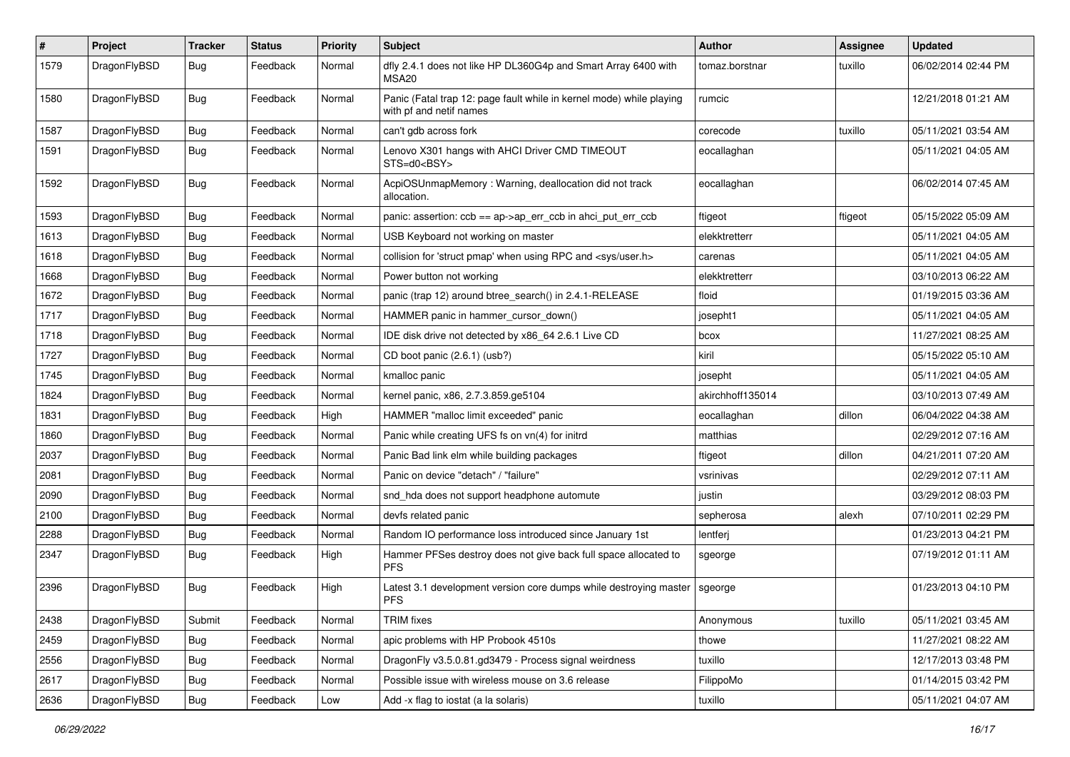| # | Project | Tracker | Status | Priority | Subject | Author | Assignee | Updated |
|---|---|---|---|---|---|---|---|---|
| 1579 | DragonFlyBSD | Bug | Feedback | Normal | dfly 2.4.1 does not like HP DL360G4p and Smart Array 6400 with MSA20 | tomaz.borstnar | tuxillo | 06/02/2014 02:44 PM |
| 1580 | DragonFlyBSD | Bug | Feedback | Normal | Panic (Fatal trap 12: page fault while in kernel mode) while playing with pf and netif names | rumcic | | 12/21/2018 01:21 AM |
| 1587 | DragonFlyBSD | Bug | Feedback | Normal | can't gdb across fork | corecode | tuxillo | 05/11/2021 03:54 AM |
| 1591 | DragonFlyBSD | Bug | Feedback | Normal | Lenovo X301 hangs with AHCI Driver CMD TIMEOUT STS=d0<BSY> | eocallaghan | | 05/11/2021 04:05 AM |
| 1592 | DragonFlyBSD | Bug | Feedback | Normal | AcpiOSUnmapMemory : Warning, deallocation did not track allocation. | eocallaghan | | 06/02/2014 07:45 AM |
| 1593 | DragonFlyBSD | Bug | Feedback | Normal | panic: assertion: ccb == ap->ap_err_ccb in ahci_put_err_ccb | ftigeot | ftigeot | 05/15/2022 05:09 AM |
| 1613 | DragonFlyBSD | Bug | Feedback | Normal | USB Keyboard not working on master | elekktretterr | | 05/11/2021 04:05 AM |
| 1618 | DragonFlyBSD | Bug | Feedback | Normal | collision for 'struct pmap' when using RPC and <sys/user.h> | carenas | | 05/11/2021 04:05 AM |
| 1668 | DragonFlyBSD | Bug | Feedback | Normal | Power button not working | elekktretterr | | 03/10/2013 06:22 AM |
| 1672 | DragonFlyBSD | Bug | Feedback | Normal | panic (trap 12) around btree_search() in 2.4.1-RELEASE | floid | | 01/19/2015 03:36 AM |
| 1717 | DragonFlyBSD | Bug | Feedback | Normal | HAMMER panic in hammer_cursor_down() | josepht1 | | 05/11/2021 04:05 AM |
| 1718 | DragonFlyBSD | Bug | Feedback | Normal | IDE disk drive not detected by x86_64 2.6.1 Live CD | bcox | | 11/27/2021 08:25 AM |
| 1727 | DragonFlyBSD | Bug | Feedback | Normal | CD boot panic (2.6.1) (usb?) | kiril | | 05/15/2022 05:10 AM |
| 1745 | DragonFlyBSD | Bug | Feedback | Normal | kmalloc panic | josepht | | 05/11/2021 04:05 AM |
| 1824 | DragonFlyBSD | Bug | Feedback | Normal | kernel panic, x86, 2.7.3.859.ge5104 | akirchhoff135014 | | 03/10/2013 07:49 AM |
| 1831 | DragonFlyBSD | Bug | Feedback | High | HAMMER "malloc limit exceeded" panic | eocallaghan | dillon | 06/04/2022 04:38 AM |
| 1860 | DragonFlyBSD | Bug | Feedback | Normal | Panic while creating UFS fs on vn(4) for initrd | matthias | | 02/29/2012 07:16 AM |
| 2037 | DragonFlyBSD | Bug | Feedback | Normal | Panic Bad link elm while building packages | ftigeot | dillon | 04/21/2011 07:20 AM |
| 2081 | DragonFlyBSD | Bug | Feedback | Normal | Panic on device "detach" / "failure" | vsrinivas | | 02/29/2012 07:11 AM |
| 2090 | DragonFlyBSD | Bug | Feedback | Normal | snd_hda does not support headphone automute | justin | | 03/29/2012 08:03 PM |
| 2100 | DragonFlyBSD | Bug | Feedback | Normal | devfs related panic | sepherosa | alexh | 07/10/2011 02:29 PM |
| 2288 | DragonFlyBSD | Bug | Feedback | Normal | Random IO performance loss introduced since January 1st | lentferj | | 01/23/2013 04:21 PM |
| 2347 | DragonFlyBSD | Bug | Feedback | High | Hammer PFSes destroy does not give back full space allocated to PFS | sgeorge | | 07/19/2012 01:11 AM |
| 2396 | DragonFlyBSD | Bug | Feedback | High | Latest 3.1 development version core dumps while destroying master PFS | sgeorge | | 01/23/2013 04:10 PM |
| 2438 | DragonFlyBSD | Submit | Feedback | Normal | TRIM fixes | Anonymous | tuxillo | 05/11/2021 03:45 AM |
| 2459 | DragonFlyBSD | Bug | Feedback | Normal | apic problems with HP Probook 4510s | thowe | | 11/27/2021 08:22 AM |
| 2556 | DragonFlyBSD | Bug | Feedback | Normal | DragonFly v3.5.0.81.gd3479 - Process signal weirdness | tuxillo | | 12/17/2013 03:48 PM |
| 2617 | DragonFlyBSD | Bug | Feedback | Normal | Possible issue with wireless mouse on 3.6 release | FilippoMo | | 01/14/2015 03:42 PM |
| 2636 | DragonFlyBSD | Bug | Feedback | Low | Add -x flag to iostat (a la solaris) | tuxillo | | 05/11/2021 04:07 AM |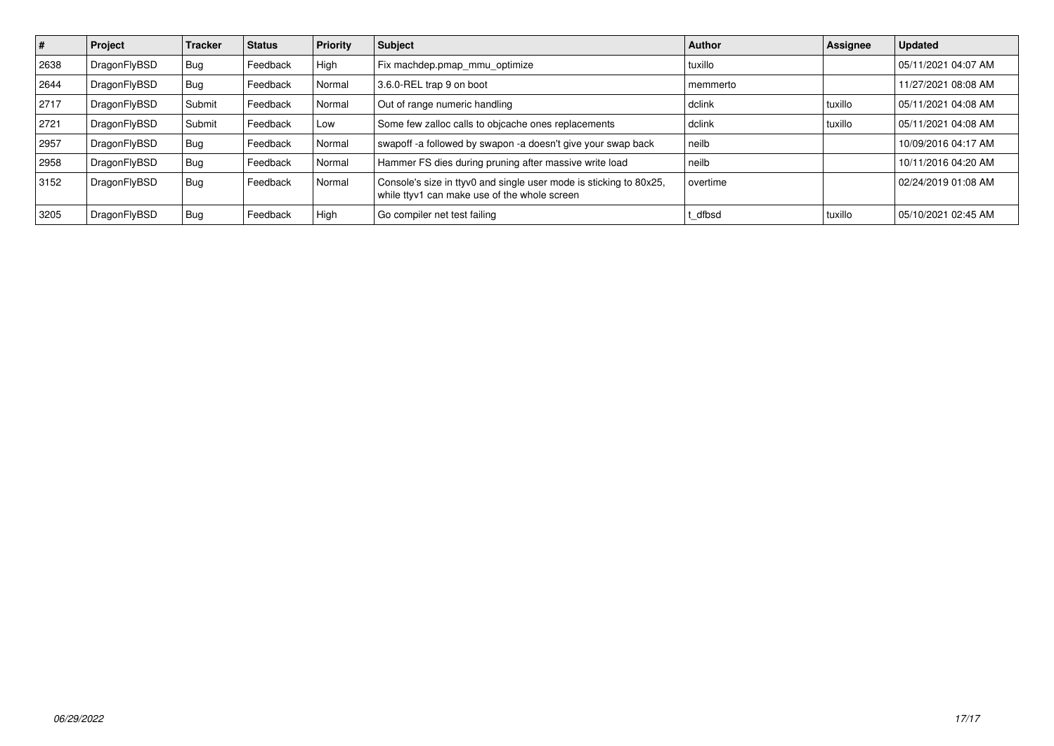| # | Project | Tracker | Status | Priority | Subject | Author | Assignee | Updated |
|---|---|---|---|---|---|---|---|---|
| 2638 | DragonFlyBSD | Bug | Feedback | High | Fix machdep.pmap_mmu_optimize | tuxillo | | 05/11/2021 04:07 AM |
| 2644 | DragonFlyBSD | Bug | Feedback | Normal | 3.6.0-REL trap 9 on boot | memmerto | | 11/27/2021 08:08 AM |
| 2717 | DragonFlyBSD | Submit | Feedback | Normal | Out of range numeric handling | dclink | tuxillo | 05/11/2021 04:08 AM |
| 2721 | DragonFlyBSD | Submit | Feedback | Low | Some few zalloc calls to objcache ones replacements | dclink | tuxillo | 05/11/2021 04:08 AM |
| 2957 | DragonFlyBSD | Bug | Feedback | Normal | swapoff -a followed by swapon -a doesn't give your swap back | neilb | | 10/09/2016 04:17 AM |
| 2958 | DragonFlyBSD | Bug | Feedback | Normal | Hammer FS dies during pruning after massive write load | neilb | | 10/11/2016 04:20 AM |
| 3152 | DragonFlyBSD | Bug | Feedback | Normal | Console's size in ttyv0 and single user mode is sticking to 80x25, while ttyv1 can make use of the whole screen | overtime | | 02/24/2019 01:08 AM |
| 3205 | DragonFlyBSD | Bug | Feedback | High | Go compiler net test failing | t_dfbsd | tuxillo | 05/10/2021 02:45 AM |